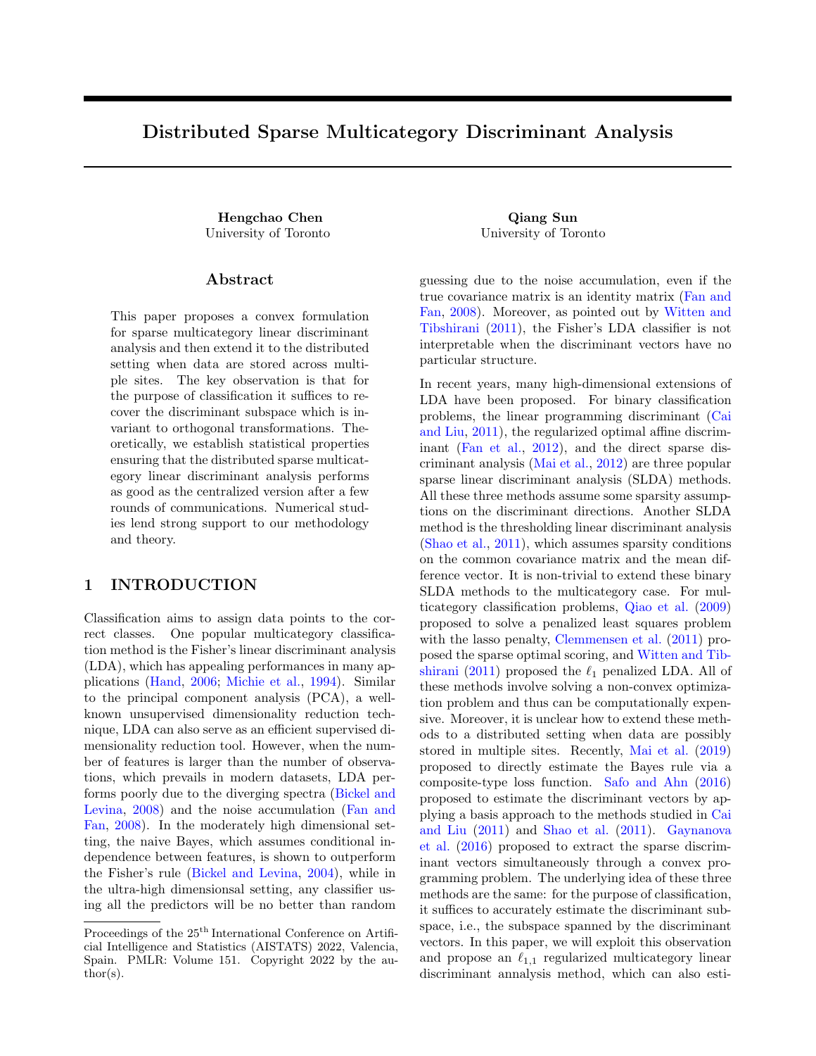# Distributed Sparse Multicategory Discriminant Analysis

**Hengchao Chen**
University of Toronto

**Qiang Sun**
University of Toronto

## Abstract

This paper proposes a convex formulation for sparse multicategory linear discriminant analysis and then extend it to the distributed setting when data are stored across multiple sites. The key observation is that for the purpose of classification it suffices to recover the discriminant subspace which is invariant to orthogonal transformations. Theoretically, we establish statistical properties ensuring that the distributed sparse multicategory linear discriminant analysis performs as good as the centralized version after a few rounds of communications. Numerical studies lend strong support to our methodology and theory.

## 1 INTRODUCTION

Classification aims to assign data points to the correct classes. One popular multicategory classification method is the Fisher's linear discriminant analysis (LDA), which has appealing performances in many applications (Hand, 2006; Michie et al., 1994). Similar to the principal component analysis (PCA), a well-known unsupervised dimensionality reduction technique, LDA can also serve as an efficient supervised dimensionality reduction tool. However, when the number of features is larger than the number of observations, which prevails in modern datasets, LDA performs poorly due to the diverging spectra (Bickel and Levina, 2008) and the noise accumulation (Fan and Fan, 2008). In the moderately high dimensional setting, the naive Bayes, which assumes conditional independence between features, is shown to outperform the Fisher's rule (Bickel and Levina, 2004), while in the ultra-high dimensional setting, any classifier using all the predictors will be no better than random guessing due to the noise accumulation, even if the true covariance matrix is an identity matrix (Fan and Fan, 2008). Moreover, as pointed out by Witten and Tibshirani (2011), the Fisher's LDA classifier is not interpretable when the discriminant vectors have no particular structure.

In recent years, many high-dimensional extensions of LDA have been proposed. For binary classification problems, the linear programming discriminant (Cai and Liu, 2011), the regularized optimal affine discriminant (Fan et al., 2012), and the direct sparse discriminant analysis (Mai et al., 2012) are three popular sparse linear discriminant analysis (SLDA) methods. All these three methods assume some sparsity assumptions on the discriminant directions. Another SLDA method is the thresholding linear discriminant analysis (Shao et al., 2011), which assumes sparsity conditions on the common covariance matrix and the mean difference vector. It is non-trivial to extend these binary SLDA methods to the multicategory case. For multicategory classification problems, Qiao et al. (2009) proposed to solve a penalized least squares problem with the lasso penalty, Clemmensen et al. (2011) proposed the sparse optimal scoring, and Witten and Tibshirani (2011) proposed the $\ell_1$ penalized LDA. All of these methods involve solving a non-convex optimization problem and thus can be computationally expensive. Moreover, it is unclear how to extend these methods to a distributed setting when data are possibly stored in multiple sites. Recently, Mai et al. (2019) proposed to directly estimate the Bayes rule via a composite-type loss function. Safo and Ahn (2016) proposed to estimate the discriminant vectors by applying a basis approach to the methods studied in Cai and Liu (2011) and Shao et al. (2011). Gaynanova et al. (2016) proposed to extract the sparse discriminant vectors simultaneously through a convex programming problem. The underlying idea of these three methods are the same: for the purpose of classification, it suffices to accurately estimate the discriminant subspace, i.e., the subspace spanned by the discriminant vectors. In this paper, we will exploit this observation and propose an $\ell_{1,1}$ regularized multicategory linear discriminant annalysis method, which can also esti-

Proceedings of the 25[th] International Conference on Artificial Intelligence and Statistics (AISTATS) 2022, Valencia, Spain. PMLR: Volume 151. Copyright 2022 by the author(s).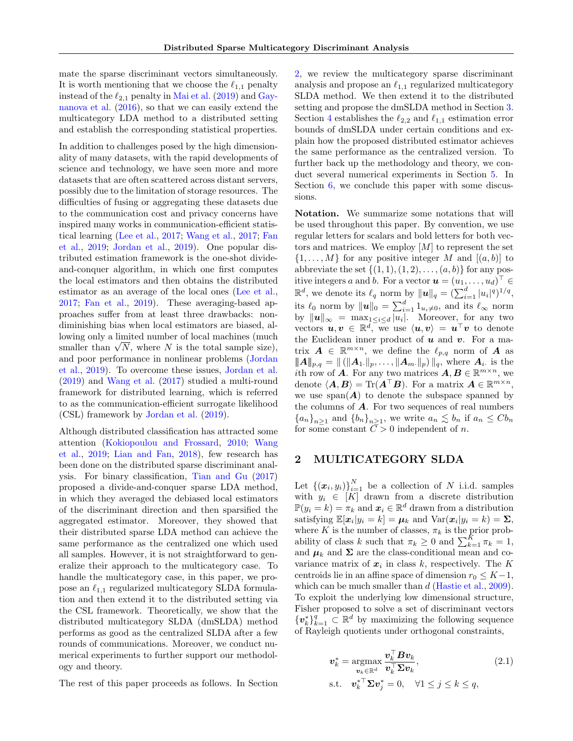mate the sparse discriminant vectors simultaneously. It is worth mentioning that we choose the $\ell_{1,1}$ penalty instead of the $\ell_{2,1}$ penalty in Mai et al. (2019) and Gaynanova et al. (2016), so that we can easily extend the multicategory LDA method to a distributed setting and establish the corresponding statistical properties.

In addition to challenges posed by the high dimensionality of many datasets, with the rapid developments of science and technology, we have seen more and more datasets that are often scattered across distant servers, possibly due to the limitation of storage resources. The difficulties of fusing or aggregating these datasets due to the communication cost and privacy concerns have inspired many works in communication-efficient statistical learning (Lee et al., 2017; Wang et al., 2017; Fan et al., 2019; Jordan et al., 2019). One popular distributed estimation framework is the one-shot divide-and-conquer algorithm, in which one first computes the local estimators and then obtains the distributed estimator as an average of the local ones (Lee et al., 2017; Fan et al., 2019). These averaging-based approaches suffer from at least three drawbacks: non-diminishing bias when local estimators are biased, allowing only a limited number of local machines (much smaller than $\sqrt{N}$, where $N$ is the total sample size), and poor performance in nonlinear problems (Jordan et al., 2019). To overcome these issues, Jordan et al. (2019) and Wang et al. (2017) studied a multi-round framework for distributed learning, which is referred to as the communication-efficient surrogate likelihood (CSL) framework by Jordan et al. (2019).

Although distributed classification has attracted some attention (Kokiopoulou and Frossard, 2010; Wang et al., 2019; Lian and Fan, 2018), few research has been done on the distributed sparse discriminant analysis. For binary classification, Tian and Gu (2017) proposed a divide-and-conquer sparse LDA method, in which they averaged the debiased local estimators of the discriminant direction and then sparsified the aggregated estimator. Moreover, they showed that their distributed sparse LDA method can achieve the same performance as the centralized one which used all samples. However, it is not straightforward to generalize their approach to the multicategory case. To handle the multicategory case, in this paper, we propose an $\ell_{1,1}$ regularized multicategory SLDA formulation and then extend it to the distributed setting via the CSL framework. Theoretically, we show that the distributed multicategory SLDA (dmSLDA) method performs as good as the centralized SLDA after a few rounds of communications. Moreover, we conduct numerical experiments to further support our methodology and theory.

The rest of this paper proceeds as follows. In Section 2, we review the multicategory sparse discriminant analysis and propose an $\ell_{1,1}$ regularized multicategory SLDA method. We then extend it to the distributed setting and propose the dmSLDA method in Section 3. Section 4 establishes the $\ell_{2,2}$ and $\ell_{1,1}$ estimation error bounds of dmSLDA under certain conditions and explain how the proposed distributed estimator achieves the same performance as the centralized version. To further back up the methodology and theory, we conduct several numerical experiments in Section 5. In Section 6, we conclude this paper with some discussions.

**Notation.** We summarize some notations that will be used throughout this paper. By convention, we use regular letters for scalars and bold letters for both vectors and matrices. We employ $[M]$ to represent the set $\{1, \ldots, M\}$ for any positive integer $M$ and $[(a, b)]$ to abbreviate the set $\{(1, 1), (1, 2), \ldots, (a, b)\}$ for any positive integers $a$ and $b$. For a vector $\boldsymbol{u} = (u_1, \ldots, u_d)^\top \in \mathbb{R}^d$, we denote its $\ell_q$ norm by $\|\boldsymbol{u}\|_q = (\sum_{i=1}^d |u_i|^q)^{1/q}$, its $\ell_0$ norm by $\|\boldsymbol{u}\|_0 = \sum_{i=1}^d 1_{u_i \neq 0}$, and its $\ell_\infty$ norm by $\|\boldsymbol{u}\|_\infty = \max_{1 \leq i \leq d} |u_i|$. Moreover, for any two vectors $\boldsymbol{u}, \boldsymbol{v} \in \mathbb{R}^d$, we use $\langle \boldsymbol{u}, \boldsymbol{v} \rangle = \boldsymbol{u}^\top \boldsymbol{v}$ to denote the Euclidean inner product of $\boldsymbol{u}$ and $\boldsymbol{v}$. For a matrix $\boldsymbol{A} \in \mathbb{R}^{m \times n}$, we define the $\ell_{p,q}$ norm of $\boldsymbol{A}$ as $\|\boldsymbol{A}\|_{p,q} = \|(\|\boldsymbol{A}_{1\cdot}\|_p, \ldots, \|\boldsymbol{A}_{m\cdot}\|_p)\|_q$, where $\boldsymbol{A}_{i\cdot}$ is the $i$th row of $\boldsymbol{A}$. For any two matrices $\boldsymbol{A}, \boldsymbol{B} \in \mathbb{R}^{m \times n}$, we denote $\langle \boldsymbol{A}, \boldsymbol{B} \rangle = \mathrm{Tr}(\boldsymbol{A}^\top \boldsymbol{B})$. For a matrix $\boldsymbol{A} \in \mathbb{R}^{m \times n}$, we use $\mathrm{span}(\boldsymbol{A})$ to denote the subspace spanned by the columns of $\boldsymbol{A}$. For two sequences of real numbers $\{a_n\}_{n \geq 1}$ and $\{b_n\}_{n \geq 1}$, we write $a_n \lesssim b_n$ if $a_n \leq C b_n$ for some constant $C > 0$ independent of $n$.

## 2 MULTICATEGORY SLDA

Let $\{(\boldsymbol{x}_i, y_i)\}_{i=1}^N$ be a collection of $N$ i.i.d. samples with $y_i \in [K]$ drawn from a discrete distribution $\mathbb{P}(y_i = k) = \pi_k$ and $\boldsymbol{x}_i \in \mathbb{R}^d$ drawn from a distribution satisfying $\mathbb{E}[\boldsymbol{x}_i | y_i = k] = \boldsymbol{\mu}_k$ and $\mathrm{Var}(\boldsymbol{x}_i | y_i = k) = \boldsymbol{\Sigma}$, where $K$ is the number of classes, $\pi_k$ is the prior probability of class $k$ such that $\pi_k \geq 0$ and $\sum_{k=1}^K \pi_k = 1$, and $\boldsymbol{\mu}_k$ and $\boldsymbol{\Sigma}$ are the class-conditional mean and covariance matrix of $\boldsymbol{x}_i$ in class $k$, respectively. The $K$ centroids lie in an affine space of dimension $r_0 \leq K - 1$, which can be much smaller than $d$ (Hastie et al., 2009). To exploit the underlying low dimensional structure, Fisher proposed to solve a set of discriminant vectors $\{\boldsymbol{v}_k^*\}_{k=1}^q \subset \mathbb{R}^d$ by maximizing the following sequence of Rayleigh quotients under orthogonal constraints,

$$
\begin{aligned}
\boldsymbol{v}_k^* &= \underset{\boldsymbol{v}_k \in \mathbb{R}^d}{\mathrm{argmax}} \, \frac{\boldsymbol{v}_k^\top \boldsymbol{B} \boldsymbol{v}_k}{\boldsymbol{v}_k^\top \boldsymbol{\Sigma} \boldsymbol{v}_k}, \qquad (2.1) \\
\text{s.t.} \quad & \boldsymbol{v}_k^{*\top} \boldsymbol{\Sigma} \boldsymbol{v}_j^* = 0, \quad \forall 1 \leq j \leq k \leq q,
\end{aligned}
$$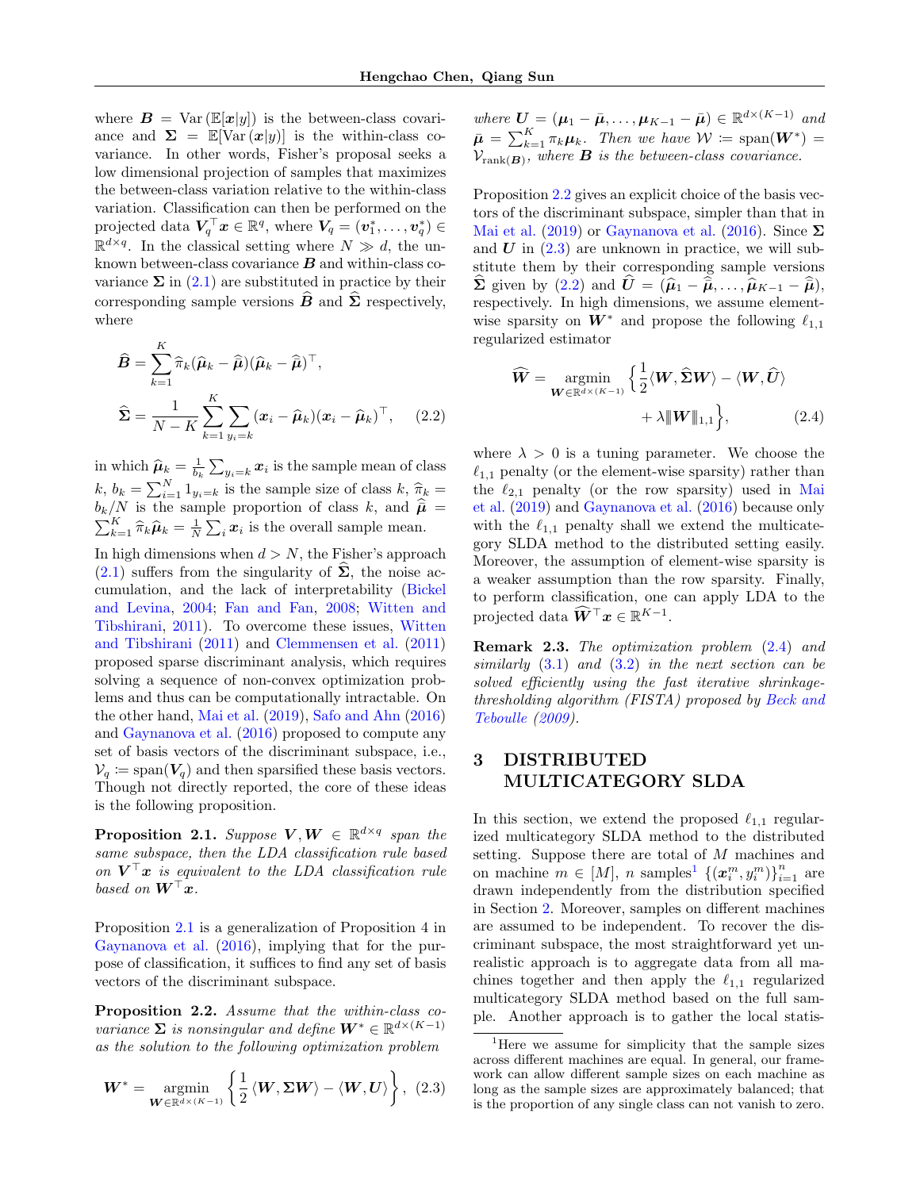where $\boldsymbol{B} = \mathrm{Var}\left(\mathbb{E}[\boldsymbol{x}|y]\right)$ is the between-class covariance and $\boldsymbol{\Sigma} = \mathbb{E}[\mathrm{Var}\left(\boldsymbol{x}|y\right)]$ is the within-class covariance. In other words, Fisher's proposal seeks a low dimensional projection of samples that maximizes the between-class variation relative to the within-class variation. Classification can then be performed on the projected data $\boldsymbol{V}_q^\top \boldsymbol{x} \in \mathbb{R}^q$, where $\boldsymbol{V}_q = (\boldsymbol{v}_1^*, \ldots, \boldsymbol{v}_q^*) \in \mathbb{R}^{d\times q}$. In the classical setting where $N \gg d$, the unknown between-class covariance $\boldsymbol{B}$ and within-class covariance $\boldsymbol{\Sigma}$ in (2.1) are substituted in practice by their corresponding sample versions $\widehat{\boldsymbol{B}}$ and $\widehat{\boldsymbol{\Sigma}}$ respectively, where

$$
\begin{aligned}
\widehat{\boldsymbol{B}} &= \sum_{k=1}^{K} \widehat{\pi}_k (\widehat{\boldsymbol{\mu}}_k - \widehat{\boldsymbol{\mu}})(\widehat{\boldsymbol{\mu}}_k - \widehat{\boldsymbol{\mu}})^\top, \\
\widehat{\boldsymbol{\Sigma}} &= \frac{1}{N-K} \sum_{k=1}^{K} \sum_{y_i = k} (\boldsymbol{x}_i - \widehat{\boldsymbol{\mu}}_k)(\boldsymbol{x}_i - \widehat{\boldsymbol{\mu}}_k)^\top, \qquad (2.2)
\end{aligned}
$$

in which $\widehat{\boldsymbol{\mu}}_k = \frac{1}{b_k}\sum_{y_i=k} \boldsymbol{x}_i$ is the sample mean of class $k$, $b_k = \sum_{i=1}^N 1_{y_i=k}$ is the sample size of class $k$, $\widehat{\pi}_k = b_k/N$ is the sample proportion of class $k$, and $\widehat{\boldsymbol{\mu}} = \sum_{k=1}^K \widehat{\pi}_k \widehat{\boldsymbol{\mu}}_k = \frac{1}{N}\sum_i \boldsymbol{x}_i$ is the overall sample mean.

In high dimensions when $d > N$, the Fisher's approach (2.1) suffers from the singularity of $\widehat{\boldsymbol{\Sigma}}$, the noise accumulation, and the lack of interpretability (Bickel and Levina, 2004; Fan and Fan, 2008; Witten and Tibshirani, 2011). To overcome these issues, Witten and Tibshirani (2011) and Clemmensen et al. (2011) proposed sparse discriminant analysis, which requires solving a sequence of non-convex optimization problems and thus can be computationally intractable. On the other hand, Mai et al. (2019), Safo and Ahn (2016) and Gaynanova et al. (2016) proposed to compute any set of basis vectors of the discriminant subspace, i.e., $\mathcal{V}_q \coloneqq \mathrm{span}(\boldsymbol{V}_q)$ and then sparsified these basis vectors. Though not directly reported, the core of these ideas is the following proposition.

**Proposition 2.1.** *Suppose $\boldsymbol{V}, \boldsymbol{W} \in \mathbb{R}^{d\times q}$ span the same subspace, then the LDA classification rule based on $\boldsymbol{V}^\top \boldsymbol{x}$ is equivalent to the LDA classification rule based on $\boldsymbol{W}^\top \boldsymbol{x}$.*

Proposition 2.1 is a generalization of Proposition 4 in Gaynanova et al. (2016), implying that for the purpose of classification, it suffices to find any set of basis vectors of the discriminant subspace.

**Proposition 2.2.** *Assume that the within-class covariance $\boldsymbol{\Sigma}$ is nonsingular and define $\boldsymbol{W}^* \in \mathbb{R}^{d\times(K-1)}$ as the solution to the following optimization problem*

$$
\boldsymbol{W}^* = \underset{\boldsymbol{W}\in\mathbb{R}^{d\times(K-1)}}{\mathrm{argmin}} \left\{ \frac{1}{2}\langle \boldsymbol{W}, \boldsymbol{\Sigma}\boldsymbol{W}\rangle - \langle \boldsymbol{W}, \boldsymbol{U}\rangle \right\}, \quad (2.3)
$$

*where $\boldsymbol{U} = (\boldsymbol{\mu}_1 - \bar{\boldsymbol{\mu}}, \ldots, \boldsymbol{\mu}_{K-1} - \bar{\boldsymbol{\mu}}) \in \mathbb{R}^{d\times(K-1)}$ and $\bar{\boldsymbol{\mu}} = \sum_{k=1}^K \pi_k \boldsymbol{\mu}_k$. Then we have $\mathcal{W} \coloneqq \mathrm{span}(\boldsymbol{W}^*) = \mathcal{V}_{\mathrm{rank}(\boldsymbol{B})}$, where $\boldsymbol{B}$ is the between-class covariance.*

Proposition 2.2 gives an explicit choice of the basis vectors of the discriminant subspace, simpler than that in Mai et al. (2019) or Gaynanova et al. (2016). Since $\boldsymbol{\Sigma}$ and $\boldsymbol{U}$ in (2.3) are unknown in practice, we will substitute them by their corresponding sample versions $\widehat{\boldsymbol{\Sigma}}$ given by (2.2) and $\widehat{\boldsymbol{U}} = (\widehat{\boldsymbol{\mu}}_1 - \widehat{\boldsymbol{\mu}}, \ldots, \widehat{\boldsymbol{\mu}}_{K-1} - \widehat{\boldsymbol{\mu}})$, respectively. In high dimensions, we assume element-wise sparsity on $\boldsymbol{W}^*$ and propose the following $\ell_{1,1}$ regularized estimator

$$
\widehat{\boldsymbol{W}} = \underset{\boldsymbol{W}\in\mathbb{R}^{d\times(K-1)}}{\mathrm{argmin}} \Big\{ \frac{1}{2}\langle \boldsymbol{W}, \widehat{\boldsymbol{\Sigma}}\boldsymbol{W}\rangle - \langle \boldsymbol{W}, \widehat{\boldsymbol{U}}\rangle + \lambda \|\boldsymbol{W}\|_{1,1} \Big\}, \qquad (2.4)
$$

where $\lambda > 0$ is a tuning parameter. We choose the $\ell_{1,1}$ penalty (or the element-wise sparsity) rather than the $\ell_{2,1}$ penalty (or the row sparsity) used in Mai et al. (2019) and Gaynanova et al. (2016) because only with the $\ell_{1,1}$ penalty shall we extend the multicategory SLDA method to the distributed setting easily. Moreover, the assumption of element-wise sparsity is a weaker assumption than the row sparsity. Finally, to perform classification, one can apply LDA to the projected data $\widehat{\boldsymbol{W}}^\top \boldsymbol{x} \in \mathbb{R}^{K-1}$.

**Remark 2.3.** *The optimization problem (2.4) and similarly (3.1) and (3.2) in the next section can be solved efficiently using the fast iterative shrinkage-thresholding algorithm (FISTA) proposed by Beck and Teboulle (2009).*

# 3 DISTRIBUTED MULTICATEGORY SLDA

In this section, we extend the proposed $\ell_{1,1}$ regularized multicategory SLDA method to the distributed setting. Suppose there are total of $M$ machines and on machine $m \in [M]$, $n$ samples[1] $\{(\boldsymbol{x}_i^m, y_i^m)\}_{i=1}^n$ are drawn independently from the distribution specified in Section 2. Moreover, samples on different machines are assumed to be independent. To recover the discriminant subspace, the most straightforward yet unrealistic approach is to aggregate data from all machines together and then apply the $\ell_{1,1}$ regularized multicategory SLDA method based on the full sample. Another approach is to gather the local statis-

[1] Here we assume for simplicity that the sample sizes across different machines are equal. In general, our framework can allow different sample sizes on each machine as long as the sample sizes are approximately balanced; that is the proportion of any single class can not vanish to zero.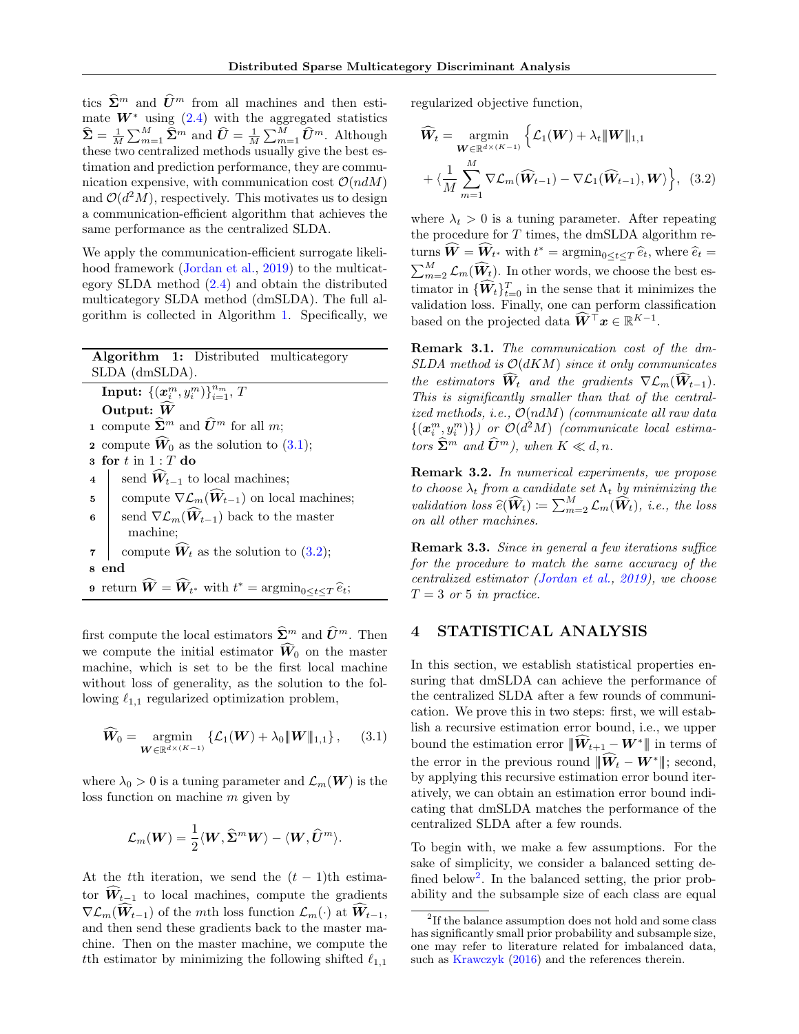tics $\widehat{\boldsymbol{\Sigma}}^m$ and $\widehat{\boldsymbol{U}}^m$ from all machines and then estimate $\boldsymbol{W}^*$ using (2.4) with the aggregated statistics $\widehat{\boldsymbol{\Sigma}} = \frac{1}{M}\sum_{m=1}^M \widehat{\boldsymbol{\Sigma}}^m$ and $\widehat{\boldsymbol{U}} = \frac{1}{M}\sum_{m=1}^M \widehat{\boldsymbol{U}}^m$. Although these two centralized methods usually give the best estimation and prediction performance, they are communication expensive, with communication cost $\mathcal{O}(ndM)$ and $\mathcal{O}(d^2M)$, respectively. This motivates us to design a communication-efficient algorithm that achieves the same performance as the centralized SLDA.

We apply the communication-efficient surrogate likelihood framework (Jordan et al., 2019) to the multicategory SLDA method (2.4) and obtain the distributed multicategory SLDA method (dmSLDA). The full algorithm is collected in Algorithm 1. Specifically, we

**Algorithm 1:** Distributed multicategory SLDA (dmSLDA).

**Input:** $\{(\boldsymbol{x}_i^m, y_i^m)\}_{i=1}^{n_m}$, $T$
**Output:** $\widehat{\boldsymbol{W}}$
1. compute $\widehat{\boldsymbol{\Sigma}}^m$ and $\widehat{\boldsymbol{U}}^m$ for all $m$;
2. compute $\widehat{\boldsymbol{W}}_0$ as the solution to (3.1);
3. **for** $t$ in $1:T$ **do**
4. send $\widehat{\boldsymbol{W}}_{t-1}$ to local machines;
5. compute $\nabla\mathcal{L}_m(\widehat{\boldsymbol{W}}_{t-1})$ on local machines;
6. send $\nabla\mathcal{L}_m(\widehat{\boldsymbol{W}}_{t-1})$ back to the master machine;
7. compute $\widehat{\boldsymbol{W}}_t$ as the solution to (3.2);
8. **end**
9. return $\widehat{\boldsymbol{W}} = \widehat{\boldsymbol{W}}_{t^*}$ with $t^* = \operatorname{argmin}_{0\le t\le T}\widehat{e}_t$;

first compute the local estimators $\widehat{\boldsymbol{\Sigma}}^m$ and $\widehat{\boldsymbol{U}}^m$. Then we compute the initial estimator $\widehat{\boldsymbol{W}}_0$ on the master machine, which is set to be the first local machine without loss of generality, as the solution to the following $\ell_{1,1}$ regularized optimization problem,

$$\widehat{\boldsymbol{W}}_0 = \operatorname*{argmin}_{\boldsymbol{W}\in\mathbb{R}^{d\times(K-1)}} \left\{\mathcal{L}_1(\boldsymbol{W}) + \lambda_0\|\boldsymbol{W}\|_{1,1}\right\}, \quad (3.1)$$

where $\lambda_0 > 0$ is a tuning parameter and $\mathcal{L}_m(\boldsymbol{W})$ is the loss function on machine $m$ given by

$$\mathcal{L}_m(\boldsymbol{W}) = \frac{1}{2}\langle \boldsymbol{W}, \widehat{\boldsymbol{\Sigma}}^m\boldsymbol{W}\rangle - \langle \boldsymbol{W}, \widehat{\boldsymbol{U}}^m\rangle.$$

At the $t$th iteration, we send the $(t-1)$th estimator $\widehat{\boldsymbol{W}}_{t-1}$ to local machines, compute the gradients $\nabla\mathcal{L}_m(\widehat{\boldsymbol{W}}_{t-1})$ of the $m$th loss function $\mathcal{L}_m(\cdot)$ at $\widehat{\boldsymbol{W}}_{t-1}$, and then send these gradients back to the master machine. Then on the master machine, we compute the $t$th estimator by minimizing the following shifted $\ell_{1,1}$ regularized objective function,

$$\widehat{\boldsymbol{W}}_t = \operatorname*{argmin}_{\boldsymbol{W}\in\mathbb{R}^{d\times(K-1)}} \Big\{\mathcal{L}_1(\boldsymbol{W}) + \lambda_t\|\boldsymbol{W}\|_{1,1} + \langle \frac{1}{M}\sum_{m=1}^M \nabla\mathcal{L}_m(\widehat{\boldsymbol{W}}_{t-1}) - \nabla\mathcal{L}_1(\widehat{\boldsymbol{W}}_{t-1}), \boldsymbol{W}\rangle\Big\}, \quad (3.2)$$

where $\lambda_t > 0$ is a tuning parameter. After repeating the procedure for $T$ times, the dmSLDA algorithm returns $\widehat{\boldsymbol{W}} = \widehat{\boldsymbol{W}}_{t^*}$ with $t^* = \operatorname{argmin}_{0\le t\le T}\widehat{e}_t$, where $\widehat{e}_t = \sum_{m=2}^M \mathcal{L}_m(\widehat{\boldsymbol{W}}_t)$. In other words, we choose the best estimator in $\{\widehat{\boldsymbol{W}}_t\}_{t=0}^T$ in the sense that it minimizes the validation loss. Finally, one can perform classification based on the projected data $\widehat{\boldsymbol{W}}^\top\boldsymbol{x} \in \mathbb{R}^{K-1}$.

**Remark 3.1.** *The communication cost of the dmSLDA method is $\mathcal{O}(dKM)$ since it only communicates the estimators $\widehat{\boldsymbol{W}}_t$ and the gradients $\nabla\mathcal{L}_m(\widehat{\boldsymbol{W}}_{t-1})$. This is significantly smaller than that of the centralized methods, i.e., $\mathcal{O}(ndM)$ (communicate all raw data $\{(\boldsymbol{x}_i^m, y_i^m)\}$) or $\mathcal{O}(d^2M)$ (communicate local estimators $\widehat{\boldsymbol{\Sigma}}^m$ and $\widehat{\boldsymbol{U}}^m$), when $K \ll d, n$.*

**Remark 3.2.** *In numerical experiments, we propose to choose $\lambda_t$ from a candidate set $\Lambda_t$ by minimizing the validation loss $\widehat{e}(\widehat{\boldsymbol{W}}_t) \coloneqq \sum_{m=2}^M \mathcal{L}_m(\widehat{\boldsymbol{W}}_t)$, i.e., the loss on all other machines.*

**Remark 3.3.** *Since in general a few iterations suffice for the procedure to match the same accuracy of the centralized estimator (Jordan et al., 2019), we choose $T = 3$ or $5$ in practice.*

## 4 STATISTICAL ANALYSIS

In this section, we establish statistical properties ensuring that dmSLDA can achieve the performance of the centralized SLDA after a few rounds of communication. We prove this in two steps: first, we will establish a recursive estimation error bound, i.e., we upper bound the estimation error $\|\widehat{\boldsymbol{W}}_{t+1} - \boldsymbol{W}^*\|$ in terms of the error in the previous round $\|\widehat{\boldsymbol{W}}_t - \boldsymbol{W}^*\|$; second, by applying this recursive estimation error bound iteratively, we can obtain an estimation error bound indicating that dmSLDA matches the performance of the centralized SLDA after a few rounds.

To begin with, we make a few assumptions. For the sake of simplicity, we consider a balanced setting defined below[2]. In the balanced setting, the prior probability and the subsample size of each class are equal

[2] If the balance assumption does not hold and some class has significantly small prior probability and subsample size, one may refer to literature related for imbalanced data, such as Krawczyk (2016) and the references therein.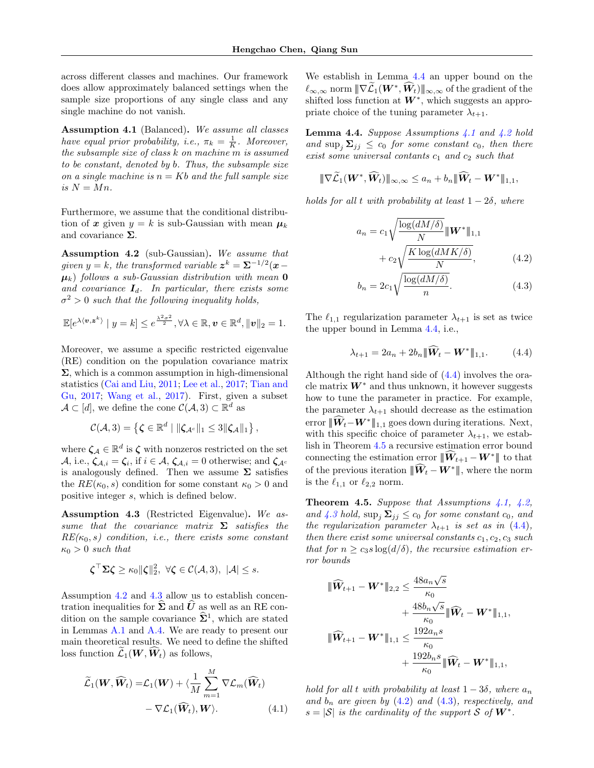across different classes and machines. Our framework does allow approximately balanced settings when the sample size proportions of any single class and any single machine do not vanish.

**Assumption 4.1** (Balanced)**.** *We assume all classes have equal prior probability, i.e., $\pi_k = \frac{1}{K}$. Moreover, the subsample size of class $k$ on machine $m$ is assumed to be constant, denoted by $b$. Thus, the subsample size on a single machine is $n = Kb$ and the full sample size is $N = Mn$.*

Furthermore, we assume that the conditional distribution of $\boldsymbol{x}$ given $y = k$ is sub-Gaussian with mean $\boldsymbol{\mu}_k$ and covariance $\boldsymbol{\Sigma}$.

**Assumption 4.2** (sub-Gaussian)**.** *We assume that given $y = k$, the transformed variable $\boldsymbol{z}^k = \boldsymbol{\Sigma}^{-1/2}(\boldsymbol{x} - \boldsymbol{\mu}_k)$ follows a sub-Gaussian distribution with mean $\mathbf{0}$ and covariance $\boldsymbol{I}_d$. In particular, there exists some $\sigma^2 > 0$ such that the following inequality holds,*

$$\mathbb{E}[e^{\lambda \langle \boldsymbol{v}, \boldsymbol{z}^k \rangle} \mid y = k] \leq e^{\frac{\lambda^2 \sigma^2}{2}}, \forall \lambda \in \mathbb{R}, \boldsymbol{v} \in \mathbb{R}^d, \|\boldsymbol{v}\|_2 = 1.$$

Moreover, we assume a specific restricted eigenvalue (RE) condition on the population covariance matrix $\boldsymbol{\Sigma}$, which is a common assumption in high-dimensional statistics (Cai and Liu, 2011; Lee et al., 2017; Tian and Gu, 2017; Wang et al., 2017). First, given a subset $\mathcal{A} \subset [d]$, we define the cone $\mathcal{C}(\mathcal{A}, 3) \subset \mathbb{R}^d$ as

$$\mathcal{C}(\mathcal{A}, 3) = \left\{ \boldsymbol{\zeta} \in \mathbb{R}^d \mid \|\boldsymbol{\zeta}_{\mathcal{A}^c}\|_1 \leq 3 \|\boldsymbol{\zeta}_{\mathcal{A}}\|_1 \right\},$$

where $\boldsymbol{\zeta}_{\mathcal{A}} \in \mathbb{R}^d$ is $\boldsymbol{\zeta}$ with nonzeros restricted on the set $\mathcal{A}$, i.e., $\boldsymbol{\zeta}_{\mathcal{A},i} = \boldsymbol{\zeta}_i$, if $i \in \mathcal{A}$, $\boldsymbol{\zeta}_{\mathcal{A},i} = 0$ otherwise; and $\boldsymbol{\zeta}_{\mathcal{A}^c}$ is analogously defined. Then we assume $\boldsymbol{\Sigma}$ satisfies the $RE(\kappa_0, s)$ condition for some constant $\kappa_0 > 0$ and positive integer $s$, which is defined below.

**Assumption 4.3** (Restricted Eigenvalue)**.** *We assume that the covariance matrix $\boldsymbol{\Sigma}$ satisfies the $RE(\kappa_0, s)$ condition, i.e., there exists some constant $\kappa_0 > 0$ such that*

$$\boldsymbol{\zeta}^\top \boldsymbol{\Sigma} \boldsymbol{\zeta} \geq \kappa_0 \|\boldsymbol{\zeta}\|_2^2, \ \forall \boldsymbol{\zeta} \in \mathcal{C}(\mathcal{A}, 3), \ |\mathcal{A}| \leq s.$$

Assumption 4.2 and 4.3 allow us to establish concentration inequalities for $\widehat{\boldsymbol{\Sigma}}$ and $\widehat{\boldsymbol{U}}$ as well as an RE condition on the sample covariance $\widehat{\boldsymbol{\Sigma}}^1$, which are stated in Lemmas A.1 and A.4. We are ready to present our main theoretical results. We need to define the shifted loss function $\widetilde{\mathcal{L}}_1(\boldsymbol{W}, \widehat{\boldsymbol{W}}_t)$ as follows,

$$\begin{aligned}\widetilde{\mathcal{L}}_1(\boldsymbol{W}, \widehat{\boldsymbol{W}}_t) = &\mathcal{L}_1(\boldsymbol{W}) + \langle \frac{1}{M} \sum_{m=1}^{M} \nabla \mathcal{L}_m(\widehat{\boldsymbol{W}}_t) \\ &- \nabla \mathcal{L}_1(\widehat{\boldsymbol{W}}_t), \boldsymbol{W} \rangle. \end{aligned} \tag{4.1}$$

We establish in Lemma 4.4 an upper bound on the $\ell_{\infty,\infty}$ norm $\|\nabla \widetilde{\mathcal{L}}_1(\boldsymbol{W}^*, \widehat{\boldsymbol{W}}_t)\|_{\infty,\infty}$ of the gradient of the shifted loss function at $\boldsymbol{W}^*$, which suggests an appropriate choice of the tuning parameter $\lambda_{t+1}$.

**Lemma 4.4.** *Suppose Assumptions 4.1 and 4.2 hold and $\sup_j \boldsymbol{\Sigma}_{jj} \leq c_0$ for some constant $c_0$, then there exist some universal contants $c_1$ and $c_2$ such that*

$$\|\nabla \widetilde{\mathcal{L}}_1(\boldsymbol{W}^*, \widehat{\boldsymbol{W}}_t)\|_{\infty,\infty} \leq a_n + b_n \|\widehat{\boldsymbol{W}}_t - \boldsymbol{W}^*\|_{1,1},$$

*holds for all $t$ with probability at least $1 - 2\delta$, where*

$$\begin{aligned} a_n = &c_1 \sqrt{\frac{\log(dM/\delta)}{N}} \|\boldsymbol{W}^*\|_{1,1} \\ &+ c_2 \sqrt{\frac{K \log(dMK/\delta)}{N}}, \end{aligned} \tag{4.2}$$

$$b_n = 2c_1 \sqrt{\frac{\log(dM/\delta)}{n}}. \tag{4.3}$$

The $\ell_{1,1}$ regularization parameter $\lambda_{t+1}$ is set as twice the upper bound in Lemma 4.4, i.e.,

$$\lambda_{t+1} = 2a_n + 2b_n \|\widehat{\boldsymbol{W}}_t - \boldsymbol{W}^*\|_{1,1}. \tag{4.4}$$

Although the right hand side of (4.4) involves the oracle matrix $\boldsymbol{W}^*$ and thus unknown, it however suggests how to tune the parameter in practice. For example, the parameter $\lambda_{t+1}$ should decrease as the estimation error $\|\widehat{\boldsymbol{W}}_t - \boldsymbol{W}^*\|_{1,1}$ goes down during iterations. Next, with this specific choice of parameter $\lambda_{t+1}$, we establish in Theorem 4.5 a recursive estimation error bound connecting the estimation error $\|\widehat{\boldsymbol{W}}_{t+1} - \boldsymbol{W}^*\|$ to that of the previous iteration $\|\widehat{\boldsymbol{W}}_t - \boldsymbol{W}^*\|$, where the norm is the $\ell_{1,1}$ or $\ell_{2,2}$ norm.

**Theorem 4.5.** *Suppose that Assumptions 4.1, 4.2, and 4.3 hold, $\sup_j \boldsymbol{\Sigma}_{jj} \leq c_0$ for some constant $c_0$, and the regularization parameter $\lambda_{t+1}$ is set as in (4.4), then there exist some universal constants $c_1, c_2, c_3$ such that for $n \geq c_3 s \log(d/\delta)$, the recursive estimation error bounds*

$$\begin{aligned} \|\widehat{\boldsymbol{W}}_{t+1} - \boldsymbol{W}^*\|_{2,2} \leq &\frac{48 a_n \sqrt{s}}{\kappa_0} \\ &+ \frac{48 b_n \sqrt{s}}{\kappa_0} \|\widehat{\boldsymbol{W}}_t - \boldsymbol{W}^*\|_{1,1}, \\ \|\widehat{\boldsymbol{W}}_{t+1} - \boldsymbol{W}^*\|_{1,1} \leq &\frac{192 a_n s}{\kappa_0} \\ &+ \frac{192 b_n s}{\kappa_0} \|\widehat{\boldsymbol{W}}_t - \boldsymbol{W}^*\|_{1,1}, \end{aligned}$$

*hold for all $t$ with probability at least $1 - 3\delta$, where $a_n$ and $b_n$ are given by (4.2) and (4.3), respectively, and $s = |\mathcal{S}|$ is the cardinality of the support $\mathcal{S}$ of $\boldsymbol{W}^*$.*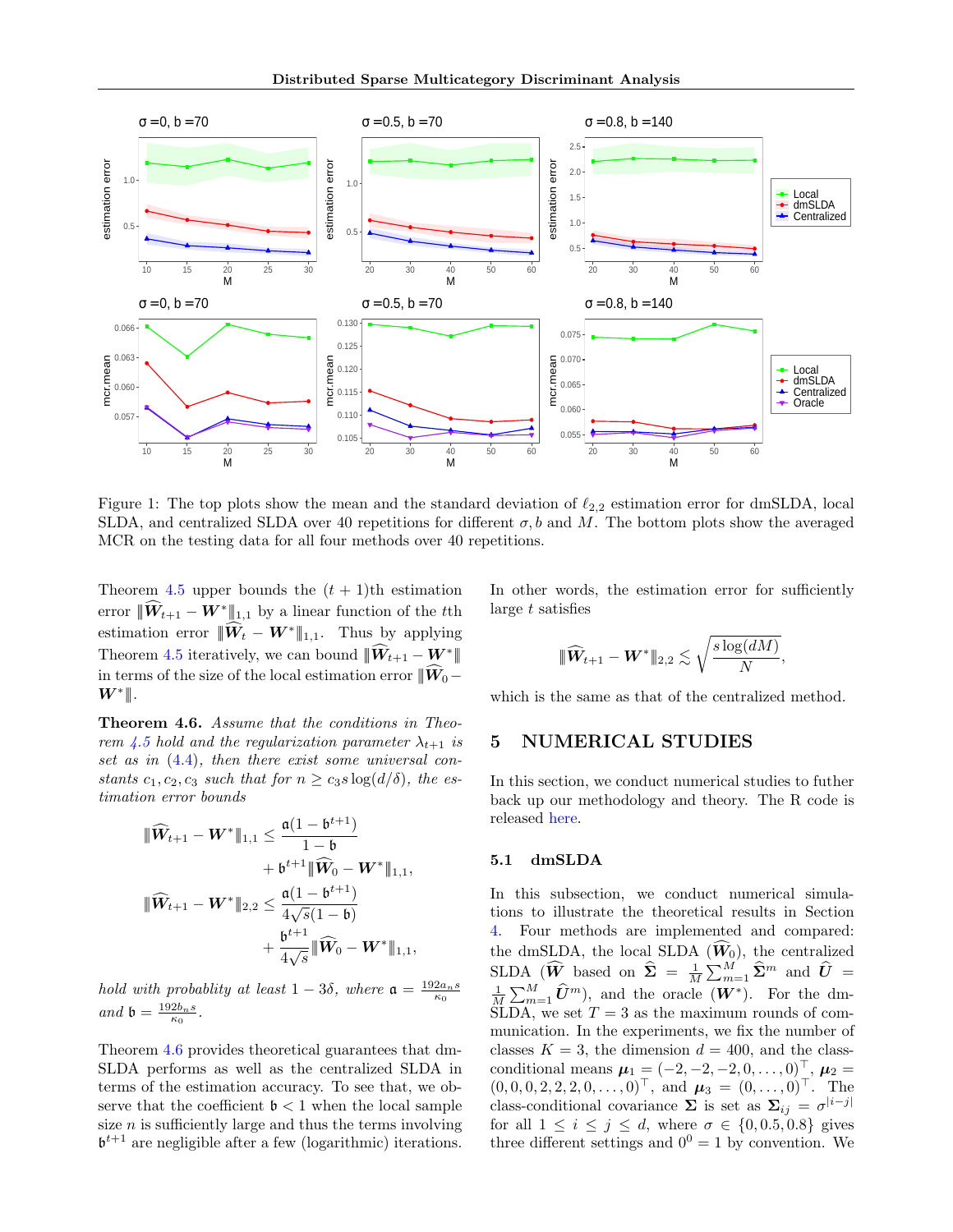Figure 1: The top plots show the mean and the standard deviation of $\ell_{2,2}$ estimation error for dmSLDA, local SLDA, and centralized SLDA over 40 repetitions for different $\sigma, b$ and $M$. The bottom plots show the averaged MCR on the testing data for all four methods over 40 repetitions.

Theorem 4.5 upper bounds the $(t+1)$th estimation error $\|\widehat{\boldsymbol{W}}_{t+1} - \boldsymbol{W}^*\|_{1,1}$ by a linear function of the $t$th estimation error $\|\widehat{\boldsymbol{W}}_t - \boldsymbol{W}^*\|_{1,1}$. Thus by applying Theorem 4.5 iteratively, we can bound $\|\widehat{\boldsymbol{W}}_{t+1} - \boldsymbol{W}^*\|$ in terms of the size of the local estimation error $\|\widehat{\boldsymbol{W}}_0 - \boldsymbol{W}^*\|$.

**Theorem 4.6.** *Assume that the conditions in Theorem 4.5 hold and the regularization parameter $\lambda_{t+1}$ is set as in (4.4), then there exist some universal constants $c_1, c_2, c_3$ such that for $n \geq c_3 s \log(d/\delta)$, the estimation error bounds*

$$
\|\widehat{\boldsymbol{W}}_{t+1} - \boldsymbol{W}^*\|_{1,1} \leq \frac{\mathfrak{a}(1-\mathfrak{b}^{t+1})}{1-\mathfrak{b}} + \mathfrak{b}^{t+1}\|\widehat{\boldsymbol{W}}_0 - \boldsymbol{W}^*\|_{1,1},
$$

$$
\|\widehat{\boldsymbol{W}}_{t+1} - \boldsymbol{W}^*\|_{2,2} \leq \frac{\mathfrak{a}(1-\mathfrak{b}^{t+1})}{4\sqrt{s}(1-\mathfrak{b})} + \frac{\mathfrak{b}^{t+1}}{4\sqrt{s}}\|\widehat{\boldsymbol{W}}_0 - \boldsymbol{W}^*\|_{1,1},
$$

*hold with probablity at least $1-3\delta$, where $\mathfrak{a} = \frac{192 a_n s}{\kappa_0}$ and $\mathfrak{b} = \frac{192 b_n s}{\kappa_0}$.*

Theorem 4.6 provides theoretical guarantees that dmSLDA performs as well as the centralized SLDA in terms of the estimation accuracy. To see that, we observe that the coefficient $\mathfrak{b} < 1$ when the local sample size $n$ is sufficiently large and thus the terms involving $\mathfrak{b}^{t+1}$ are negligible after a few (logarithmic) iterations. In other words, the estimation error for sufficiently large $t$ satisfies

$$
\|\widehat{\boldsymbol{W}}_{t+1} - \boldsymbol{W}^*\|_{2,2} \lesssim \sqrt{\frac{s\log(dM)}{N}},
$$

which is the same as that of the centralized method.

## 5 NUMERICAL STUDIES

In this section, we conduct numerical studies to futher back up our methodology and theory. The R code is released here.

### 5.1 dmSLDA

In this subsection, we conduct numerical simulations to illustrate the theoretical results in Section 4. Four methods are implemented and compared: the dmSLDA, the local SLDA ($\widehat{\boldsymbol{W}}_0$), the centralized SLDA ($\widehat{\boldsymbol{W}}$ based on $\widehat{\boldsymbol{\Sigma}} = \frac{1}{M}\sum_{m=1}^{M}\widehat{\boldsymbol{\Sigma}}^m$ and $\widehat{\boldsymbol{U}} = \frac{1}{M}\sum_{m=1}^{M}\widehat{\boldsymbol{U}}^m$), and the oracle ($\boldsymbol{W}^*$). For the dmSLDA, we set $T = 3$ as the maximum rounds of communication. In the experiments, we fix the number of classes $K = 3$, the dimension $d = 400$, and the class-conditional means $\boldsymbol{\mu}_1 = (-2,-2,-2,0,\ldots,0)^\top$, $\boldsymbol{\mu}_2 = (0,0,0,2,2,2,0,\ldots,0)^\top$, and $\boldsymbol{\mu}_3 = (0,\ldots,0)^\top$. The class-conditional covariance $\boldsymbol{\Sigma}$ is set as $\boldsymbol{\Sigma}_{ij} = \sigma^{|i-j|}$ for all $1 \leq i \leq j \leq d$, where $\sigma \in \{0, 0.5, 0.8\}$ gives three different settings and $0^0 = 1$ by convention. We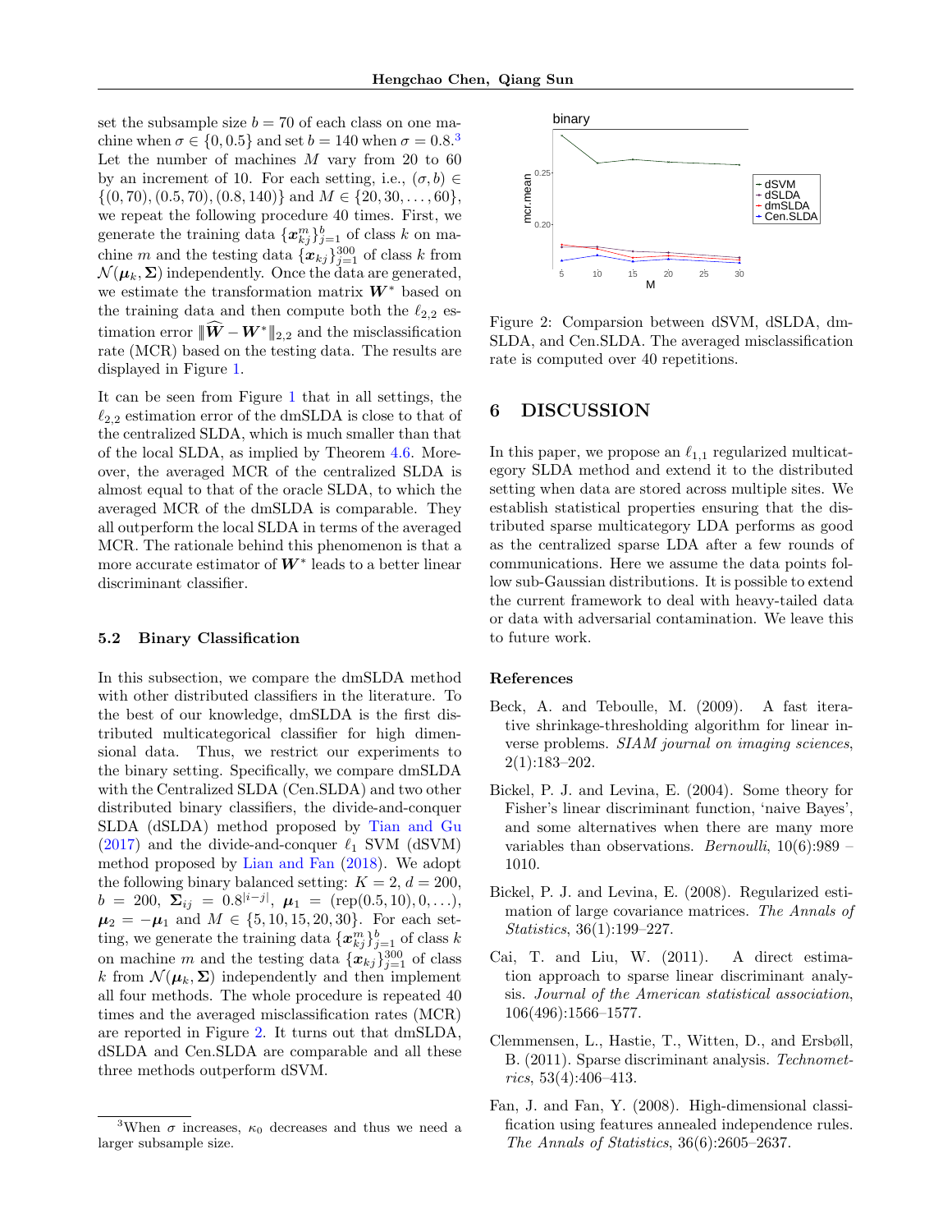set the subsample size $b = 70$ of each class on one machine when $\sigma \in \{0, 0.5\}$ and set $b = 140$ when $\sigma = 0.8$.[3] Let the number of machines $M$ vary from 20 to 60 by an increment of 10. For each setting, i.e., $(\sigma, b) \in \{(0, 70), (0.5, 70), (0.8, 140)\}$ and $M \in \{20, 30, \ldots, 60\}$, we repeat the following procedure 40 times. First, we generate the training data $\{\boldsymbol{x}_{kj}^m\}_{j=1}^b$ of class $k$ on machine $m$ and the testing data $\{\boldsymbol{x}_{kj}\}_{j=1}^{300}$ of class $k$ from $\mathcal{N}(\boldsymbol{\mu}_k, \boldsymbol{\Sigma})$ independently. Once the data are generated, we estimate the transformation matrix $\boldsymbol{W}^*$ based on the training data and then compute both the $\ell_{2,2}$ estimation error $\|\widehat{\boldsymbol{W}} - \boldsymbol{W}^*\|_{2,2}$ and the misclassification rate (MCR) based on the testing data. The results are displayed in Figure 1.

It can be seen from Figure 1 that in all settings, the $\ell_{2,2}$ estimation error of the dmSLDA is close to that of the centralized SLDA, which is much smaller than that of the local SLDA, as implied by Theorem 4.6. Moreover, the averaged MCR of the centralized SLDA is almost equal to that of the oracle SLDA, to which the averaged MCR of the dmSLDA is comparable. They all outperform the local SLDA in terms of the averaged MCR. The rationale behind this phenomenon is that a more accurate estimator of $\boldsymbol{W}^*$ leads to a better linear discriminant classifier.

### 5.2 Binary Classification

In this subsection, we compare the dmSLDA method with other distributed classifiers in the literature. To the best of our knowledge, dmSLDA is the first distributed multicategorical classifier for high dimensional data. Thus, we restrict our experiments to the binary setting. Specifically, we compare dmSLDA with the Centralized SLDA (Cen.SLDA) and two other distributed binary classifiers, the divide-and-conquer SLDA (dSLDA) method proposed by Tian and Gu (2017) and the divide-and-conquer $\ell_1$ SVM (dSVM) method proposed by Lian and Fan (2018). We adopt the following binary balanced setting: $K = 2$, $d = 200$, $b = 200$, $\boldsymbol{\Sigma}_{ij} = 0.8^{|i-j|}$, $\boldsymbol{\mu}_1 = (\text{rep}(0.5, 10), 0, \ldots)$, $\boldsymbol{\mu}_2 = -\boldsymbol{\mu}_1$ and $M \in \{5, 10, 15, 20, 30\}$. For each setting, we generate the training data $\{\boldsymbol{x}_{kj}^m\}_{j=1}^b$ of class $k$ on machine $m$ and the testing data $\{\boldsymbol{x}_{kj}\}_{j=1}^{300}$ of class $k$ from $\mathcal{N}(\boldsymbol{\mu}_k, \boldsymbol{\Sigma})$ independently and then implement all four methods. The whole procedure is repeated 40 times and the averaged misclassification rates (MCR) are reported in Figure 2. It turns out that dmSLDA, dSLDA and Cen.SLDA are comparable and all these three methods outperform dSVM.

[3] When $\sigma$ increases, $\kappa_0$ decreases and thus we need a larger subsample size.

Figure 2: Comparsion between dSVM, dSLDA, dmSLDA, and Cen.SLDA. The averaged misclassification rate is computed over 40 repetitions.

## 6 DISCUSSION

In this paper, we propose an $\ell_{1,1}$ regularized multicategory SLDA method and extend it to the distributed setting when data are stored across multiple sites. We establish statistical properties ensuring that the distributed sparse multicategory LDA performs as good as the centralized sparse LDA after a few rounds of communications. Here we assume the data points follow sub-Gaussian distributions. It is possible to extend the current framework to deal with heavy-tailed data or data with adversarial contamination. We leave this to future work.

### References

Beck, A. and Teboulle, M. (2009). A fast iterative shrinkage-thresholding algorithm for linear inverse problems. *SIAM journal on imaging sciences*, 2(1):183–202.

Bickel, P. J. and Levina, E. (2004). Some theory for Fisher's linear discriminant function, 'naive Bayes', and some alternatives when there are many more variables than observations. *Bernoulli*, 10(6):989 – 1010.

Bickel, P. J. and Levina, E. (2008). Regularized estimation of large covariance matrices. *The Annals of Statistics*, 36(1):199–227.

Cai, T. and Liu, W. (2011). A direct estimation approach to sparse linear discriminant analysis. *Journal of the American statistical association*, 106(496):1566–1577.

Clemmensen, L., Hastie, T., Witten, D., and Ersbøll, B. (2011). Sparse discriminant analysis. *Technometrics*, 53(4):406–413.

Fan, J. and Fan, Y. (2008). High-dimensional classification using features annealed independence rules. *The Annals of Statistics*, 36(6):2605–2637.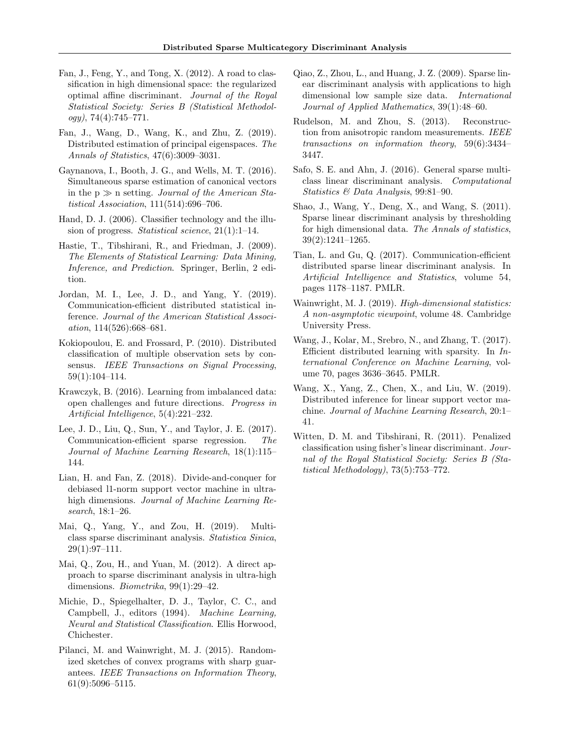Fan, J., Feng, Y., and Tong, X. (2012). A road to classification in high dimensional space: the regularized optimal affine discriminant. *Journal of the Royal Statistical Society: Series B (Statistical Methodology)*, 74(4):745–771.

Fan, J., Wang, D., Wang, K., and Zhu, Z. (2019). Distributed estimation of principal eigenspaces. *The Annals of Statistics*, 47(6):3009–3031.

Gaynanova, I., Booth, J. G., and Wells, M. T. (2016). Simultaneous sparse estimation of canonical vectors in the p ≫ n setting. *Journal of the American Statistical Association*, 111(514):696–706.

Hand, D. J. (2006). Classifier technology and the illusion of progress. *Statistical science*, 21(1):1–14.

Hastie, T., Tibshirani, R., and Friedman, J. (2009). *The Elements of Statistical Learning: Data Mining, Inference, and Prediction*. Springer, Berlin, 2 edition.

Jordan, M. I., Lee, J. D., and Yang, Y. (2019). Communication-efficient distributed statistical inference. *Journal of the American Statistical Association*, 114(526):668–681.

Kokiopoulou, E. and Frossard, P. (2010). Distributed classification of multiple observation sets by consensus. *IEEE Transactions on Signal Processing*, 59(1):104–114.

Krawczyk, B. (2016). Learning from imbalanced data: open challenges and future directions. *Progress in Artificial Intelligence*, 5(4):221–232.

Lee, J. D., Liu, Q., Sun, Y., and Taylor, J. E. (2017). Communication-efficient sparse regression. *The Journal of Machine Learning Research*, 18(1):115–144.

Lian, H. and Fan, Z. (2018). Divide-and-conquer for debiased l1-norm support vector machine in ultra-high dimensions. *Journal of Machine Learning Research*, 18:1–26.

Mai, Q., Yang, Y., and Zou, H. (2019). Multiclass sparse discriminant analysis. *Statistica Sinica*, 29(1):97–111.

Mai, Q., Zou, H., and Yuan, M. (2012). A direct approach to sparse discriminant analysis in ultra-high dimensions. *Biometrika*, 99(1):29–42.

Michie, D., Spiegelhalter, D. J., Taylor, C. C., and Campbell, J., editors (1994). *Machine Learning, Neural and Statistical Classification*. Ellis Horwood, Chichester.

Pilanci, M. and Wainwright, M. J. (2015). Randomized sketches of convex programs with sharp guarantees. *IEEE Transactions on Information Theory*, 61(9):5096–5115.

Qiao, Z., Zhou, L., and Huang, J. Z. (2009). Sparse linear discriminant analysis with applications to high dimensional low sample size data. *International Journal of Applied Mathematics*, 39(1):48–60.

Rudelson, M. and Zhou, S. (2013). Reconstruction from anisotropic random measurements. *IEEE transactions on information theory*, 59(6):3434–3447.

Safo, S. E. and Ahn, J. (2016). General sparse multi-class linear discriminant analysis. *Computational Statistics & Data Analysis*, 99:81–90.

Shao, J., Wang, Y., Deng, X., and Wang, S. (2011). Sparse linear discriminant analysis by thresholding for high dimensional data. *The Annals of statistics*, 39(2):1241–1265.

Tian, L. and Gu, Q. (2017). Communication-efficient distributed sparse linear discriminant analysis. In *Artificial Intelligence and Statistics*, volume 54, pages 1178–1187. PMLR.

Wainwright, M. J. (2019). *High-dimensional statistics: A non-asymptotic viewpoint*, volume 48. Cambridge University Press.

Wang, J., Kolar, M., Srebro, N., and Zhang, T. (2017). Efficient distributed learning with sparsity. In *International Conference on Machine Learning*, volume 70, pages 3636–3645. PMLR.

Wang, X., Yang, Z., Chen, X., and Liu, W. (2019). Distributed inference for linear support vector machine. *Journal of Machine Learning Research*, 20:1–41.

Witten, D. M. and Tibshirani, R. (2011). Penalized classification using fisher's linear discriminant. *Journal of the Royal Statistical Society: Series B (Statistical Methodology)*, 73(5):753–772.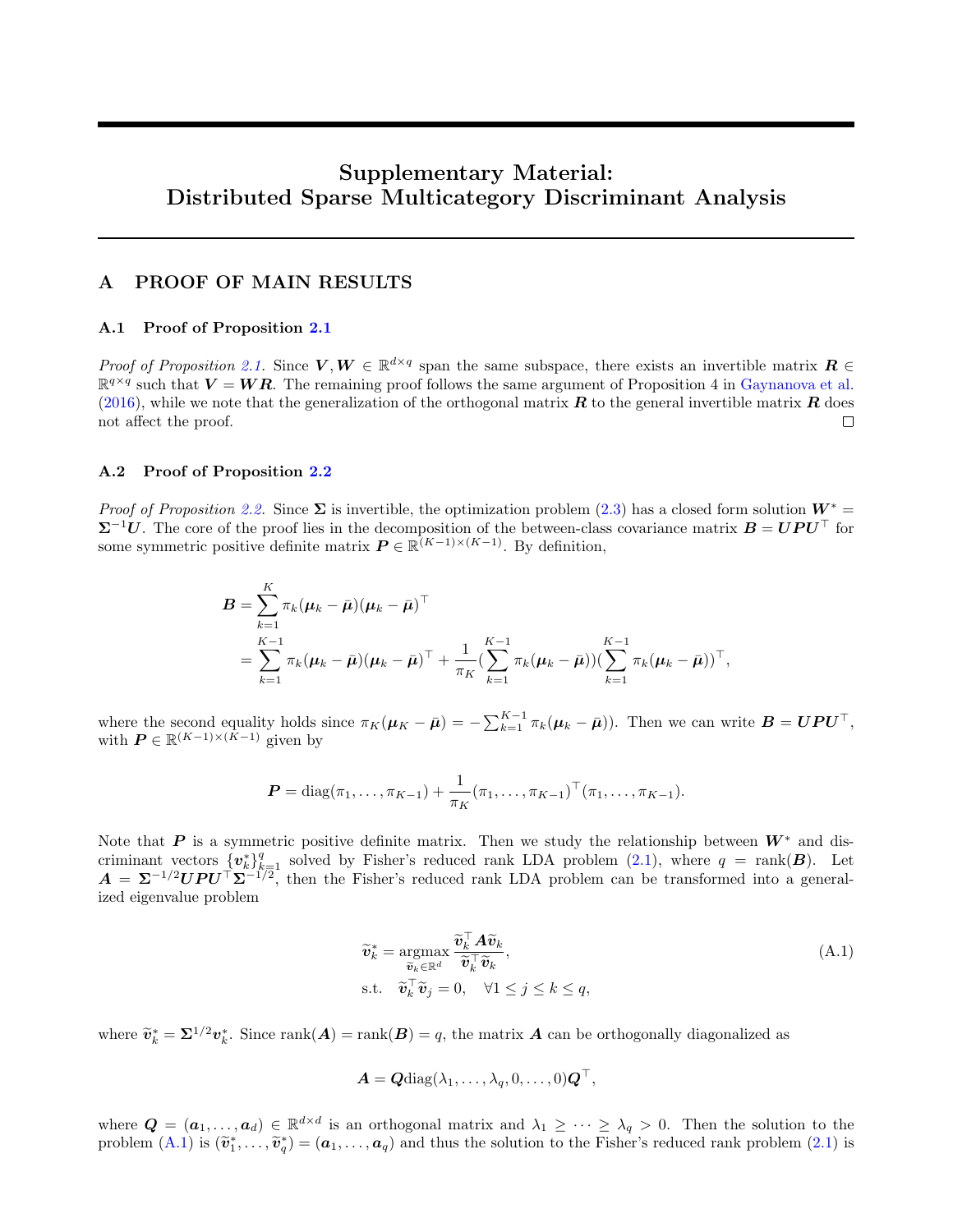# Supplementary Material: Distributed Sparse Multicategory Discriminant Analysis

## A PROOF OF MAIN RESULTS

### A.1 Proof of Proposition 2.1

*Proof of Proposition 2.1.* Since $\boldsymbol{V}, \boldsymbol{W} \in \mathbb{R}^{d\times q}$ span the same subspace, there exists an invertible matrix $\boldsymbol{R} \in \mathbb{R}^{q\times q}$ such that $\boldsymbol{V} = \boldsymbol{W}\boldsymbol{R}$. The remaining proof follows the same argument of Proposition 4 in Gaynanova et al. (2016), while we note that the generalization of the orthogonal matrix $\boldsymbol{R}$ to the general invertible matrix $\boldsymbol{R}$ does not affect the proof. □

### A.2 Proof of Proposition 2.2

*Proof of Proposition 2.2.* Since $\boldsymbol{\Sigma}$ is invertible, the optimization problem (2.3) has a closed form solution $\boldsymbol{W}^* = \boldsymbol{\Sigma}^{-1}\boldsymbol{U}$. The core of the proof lies in the decomposition of the between-class covariance matrix $\boldsymbol{B} = \boldsymbol{U}\boldsymbol{P}\boldsymbol{U}^\top$ for some symmetric positive definite matrix $\boldsymbol{P} \in \mathbb{R}^{(K-1)\times(K-1)}$. By definition,

$$
\begin{aligned}
\boldsymbol{B} &= \sum_{k=1}^{K} \pi_k(\boldsymbol{\mu}_k - \bar{\boldsymbol{\mu}})(\boldsymbol{\mu}_k - \bar{\boldsymbol{\mu}})^\top \\
&= \sum_{k=1}^{K-1} \pi_k(\boldsymbol{\mu}_k - \bar{\boldsymbol{\mu}})(\boldsymbol{\mu}_k - \bar{\boldsymbol{\mu}})^\top + \frac{1}{\pi_K}\Big(\sum_{k=1}^{K-1} \pi_k(\boldsymbol{\mu}_k - \bar{\boldsymbol{\mu}})\Big)\Big(\sum_{k=1}^{K-1} \pi_k(\boldsymbol{\mu}_k - \bar{\boldsymbol{\mu}})\Big)^\top,
\end{aligned}
$$

where the second equality holds since $\pi_K(\boldsymbol{\mu}_K - \bar{\boldsymbol{\mu}}) = -\sum_{k=1}^{K-1}\pi_k(\boldsymbol{\mu}_k - \bar{\boldsymbol{\mu}})$). Then we can write $\boldsymbol{B} = \boldsymbol{U}\boldsymbol{P}\boldsymbol{U}^\top$, with $\boldsymbol{P} \in \mathbb{R}^{(K-1)\times(K-1)}$ given by

$$
\boldsymbol{P} = \mathrm{diag}(\pi_1, \ldots, \pi_{K-1}) + \frac{1}{\pi_K}(\pi_1, \ldots, \pi_{K-1})^\top(\pi_1, \ldots, \pi_{K-1}).
$$

Note that $\boldsymbol{P}$ is a symmetric positive definite matrix. Then we study the relationship between $\boldsymbol{W}^*$ and discriminant vectors $\{\boldsymbol{v}_k^*\}_{k=1}^q$ solved by Fisher's reduced rank LDA problem (2.1), where $q = \mathrm{rank}(\boldsymbol{B})$. Let $\boldsymbol{A} = \boldsymbol{\Sigma}^{-1/2}\boldsymbol{U}\boldsymbol{P}\boldsymbol{U}^\top\boldsymbol{\Sigma}^{-1/2}$, then the Fisher's reduced rank LDA problem can be transformed into a generalized eigenvalue problem

$$
\begin{aligned}
\widetilde{\boldsymbol{v}}_k^* = \underset{\widetilde{\boldsymbol{v}}_k \in \mathbb{R}^d}{\mathrm{argmax}} \ & \frac{\widetilde{\boldsymbol{v}}_k^\top \boldsymbol{A} \widetilde{\boldsymbol{v}}_k}{\widetilde{\boldsymbol{v}}_k^\top \widetilde{\boldsymbol{v}}_k}, \\
\text{s.t.} \quad & \widetilde{\boldsymbol{v}}_k^\top \widetilde{\boldsymbol{v}}_j = 0, \quad \forall 1 \le j \le k \le q,
\end{aligned} \tag{A.1}
$$

where $\widetilde{\boldsymbol{v}}_k^* = \boldsymbol{\Sigma}^{1/2}\boldsymbol{v}_k^*$. Since $\mathrm{rank}(\boldsymbol{A}) = \mathrm{rank}(\boldsymbol{B}) = q$, the matrix $\boldsymbol{A}$ can be orthogonally diagonalized as

$$
\boldsymbol{A} = \boldsymbol{Q}\mathrm{diag}(\lambda_1, \ldots, \lambda_q, 0, \ldots, 0)\boldsymbol{Q}^\top,
$$

where $\boldsymbol{Q} = (\boldsymbol{a}_1, \ldots, \boldsymbol{a}_d) \in \mathbb{R}^{d\times d}$ is an orthogonal matrix and $\lambda_1 \ge \cdots \ge \lambda_q > 0$. Then the solution to the problem (A.1) is $(\widetilde{\boldsymbol{v}}_1^*, \ldots, \widetilde{\boldsymbol{v}}_q^*) = (\boldsymbol{a}_1, \ldots, \boldsymbol{a}_q)$ and thus the solution to the Fisher's reduced rank problem (2.1) is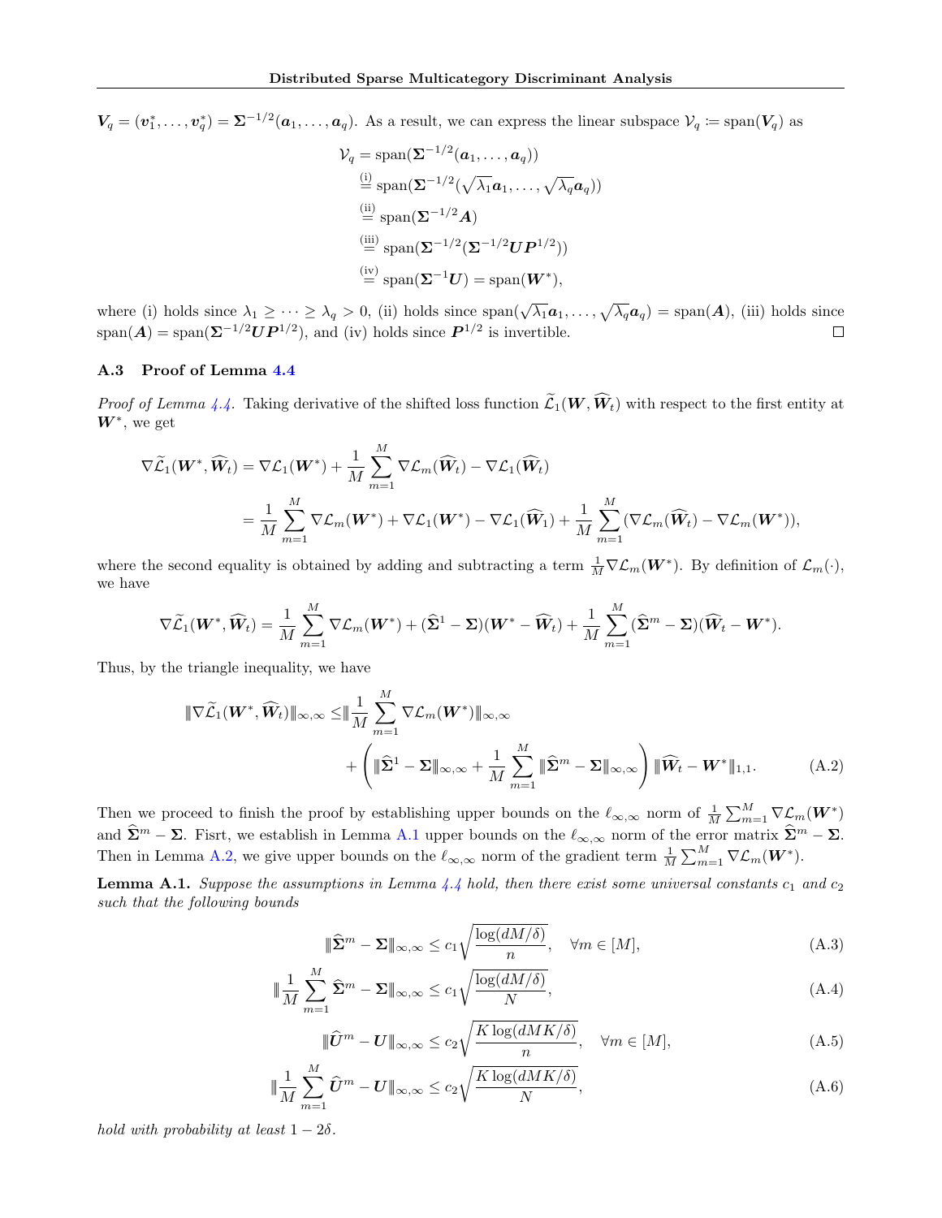$\boldsymbol{V}_q = (\boldsymbol{v}_1^*, \ldots, \boldsymbol{v}_q^*) = \boldsymbol{\Sigma}^{-1/2}(\boldsymbol{a}_1, \ldots, \boldsymbol{a}_q)$. As a result, we can express the linear subspace $\mathcal{V}_q \coloneqq \operatorname{span}(\boldsymbol{V}_q)$ as

$$
\begin{aligned}
\mathcal{V}_q &= \operatorname{span}(\boldsymbol{\Sigma}^{-1/2}(\boldsymbol{a}_1, \ldots, \boldsymbol{a}_q)) \\
&\overset{\text{(i)}}{=} \operatorname{span}(\boldsymbol{\Sigma}^{-1/2}(\sqrt{\lambda_1}\boldsymbol{a}_1, \ldots, \sqrt{\lambda_q}\boldsymbol{a}_q)) \\
&\overset{\text{(ii)}}{=} \operatorname{span}(\boldsymbol{\Sigma}^{-1/2}\boldsymbol{A}) \\
&\overset{\text{(iii)}}{=} \operatorname{span}(\boldsymbol{\Sigma}^{-1/2}(\boldsymbol{\Sigma}^{-1/2}\boldsymbol{U}\boldsymbol{P}^{1/2})) \\
&\overset{\text{(iv)}}{=} \operatorname{span}(\boldsymbol{\Sigma}^{-1}\boldsymbol{U}) = \operatorname{span}(\boldsymbol{W}^*),
\end{aligned}
$$

where (i) holds since $\lambda_1 \geq \cdots \geq \lambda_q > 0$, (ii) holds since $\operatorname{span}(\sqrt{\lambda_1}\boldsymbol{a}_1, \ldots, \sqrt{\lambda_q}\boldsymbol{a}_q) = \operatorname{span}(\boldsymbol{A})$, (iii) holds since $\operatorname{span}(\boldsymbol{A}) = \operatorname{span}(\boldsymbol{\Sigma}^{-1/2}\boldsymbol{U}\boldsymbol{P}^{1/2})$, and (iv) holds since $\boldsymbol{P}^{1/2}$ is invertible. $\square$

### A.3 Proof of Lemma 4.4

*Proof of Lemma 4.4.* Taking derivative of the shifted loss function $\widetilde{\mathcal{L}}_1(\boldsymbol{W}, \widehat{\boldsymbol{W}}_t)$ with respect to the first entity at $\boldsymbol{W}^*$, we get

$$
\begin{aligned}
\nabla\widetilde{\mathcal{L}}_1(\boldsymbol{W}^*, \widehat{\boldsymbol{W}}_t) &= \nabla\mathcal{L}_1(\boldsymbol{W}^*) + \frac{1}{M}\sum_{m=1}^{M}\nabla\mathcal{L}_m(\widehat{\boldsymbol{W}}_t) - \nabla\mathcal{L}_1(\widehat{\boldsymbol{W}}_t) \\
&= \frac{1}{M}\sum_{m=1}^{M}\nabla\mathcal{L}_m(\boldsymbol{W}^*) + \nabla\mathcal{L}_1(\boldsymbol{W}^*) - \nabla\mathcal{L}_1(\widehat{\boldsymbol{W}}_1) + \frac{1}{M}\sum_{m=1}^{M}(\nabla\mathcal{L}_m(\widehat{\boldsymbol{W}}_t) - \nabla\mathcal{L}_m(\boldsymbol{W}^*)),
\end{aligned}
$$

where the second equality is obtained by adding and subtracting a term $\frac{1}{M}\nabla\mathcal{L}_m(\boldsymbol{W}^*)$. By definition of $\mathcal{L}_m(\cdot)$, we have

$$
\nabla\widetilde{\mathcal{L}}_1(\boldsymbol{W}^*, \widehat{\boldsymbol{W}}_t) = \frac{1}{M}\sum_{m=1}^{M}\nabla\mathcal{L}_m(\boldsymbol{W}^*) + (\widehat{\boldsymbol{\Sigma}}^1 - \boldsymbol{\Sigma})(\boldsymbol{W}^* - \widehat{\boldsymbol{W}}_t) + \frac{1}{M}\sum_{m=1}^{M}(\widehat{\boldsymbol{\Sigma}}^m - \boldsymbol{\Sigma})(\widehat{\boldsymbol{W}}_t - \boldsymbol{W}^*).
$$

Thus, by the triangle inequality, we have

$$
\begin{aligned}
\|\nabla\widetilde{\mathcal{L}}_1(\boldsymbol{W}^*, \widehat{\boldsymbol{W}}_t)\|_{\infty,\infty} \leq & \|\frac{1}{M}\sum_{m=1}^{M}\nabla\mathcal{L}_m(\boldsymbol{W}^*)\|_{\infty,\infty} \\
&+ \left(\|\widehat{\boldsymbol{\Sigma}}^1 - \boldsymbol{\Sigma}\|_{\infty,\infty} + \frac{1}{M}\sum_{m=1}^{M}\|\widehat{\boldsymbol{\Sigma}}^m - \boldsymbol{\Sigma}\|_{\infty,\infty}\right)\|\widehat{\boldsymbol{W}}_t - \boldsymbol{W}^*\|_{1,1}. \qquad \text{(A.2)}
\end{aligned}
$$

Then we proceed to finish the proof by establishing upper bounds on the $\ell_{\infty,\infty}$ norm of $\frac{1}{M}\sum_{m=1}^{M}\nabla\mathcal{L}_m(\boldsymbol{W}^*)$ and $\widehat{\boldsymbol{\Sigma}}^m - \boldsymbol{\Sigma}$. Fisrt, we establish in Lemma A.1 upper bounds on the $\ell_{\infty,\infty}$ norm of the error matrix $\widehat{\boldsymbol{\Sigma}}^m - \boldsymbol{\Sigma}$. Then in Lemma A.2, we give upper bounds on the $\ell_{\infty,\infty}$ norm of the gradient term $\frac{1}{M}\sum_{m=1}^{M}\nabla\mathcal{L}_m(\boldsymbol{W}^*)$.

**Lemma A.1.** *Suppose the assumptions in Lemma 4.4 hold, then there exist some universal constants $c_1$ and $c_2$ such that the following bounds*

$$
\|\widehat{\boldsymbol{\Sigma}}^m - \boldsymbol{\Sigma}\|_{\infty,\infty} \leq c_1\sqrt{\frac{\log(dM/\delta)}{n}}, \quad \forall m \in [M], \qquad \text{(A.3)}
$$

$$
\|\frac{1}{M}\sum_{m=1}^{M}\widehat{\boldsymbol{\Sigma}}^m - \boldsymbol{\Sigma}\|_{\infty,\infty} \leq c_1\sqrt{\frac{\log(dM/\delta)}{N}}, \qquad \text{(A.4)}
$$

$$
\|\widehat{\boldsymbol{U}}^m - \boldsymbol{U}\|_{\infty,\infty} \leq c_2\sqrt{\frac{K\log(dMK/\delta)}{n}}, \quad \forall m \in [M], \qquad \text{(A.5)}
$$

$$
\|\frac{1}{M}\sum_{m=1}^{M}\widehat{\boldsymbol{U}}^m - \boldsymbol{U}\|_{\infty,\infty} \leq c_2\sqrt{\frac{K\log(dMK/\delta)}{N}}, \qquad \text{(A.6)}
$$

*hold with probability at least $1 - 2\delta$.*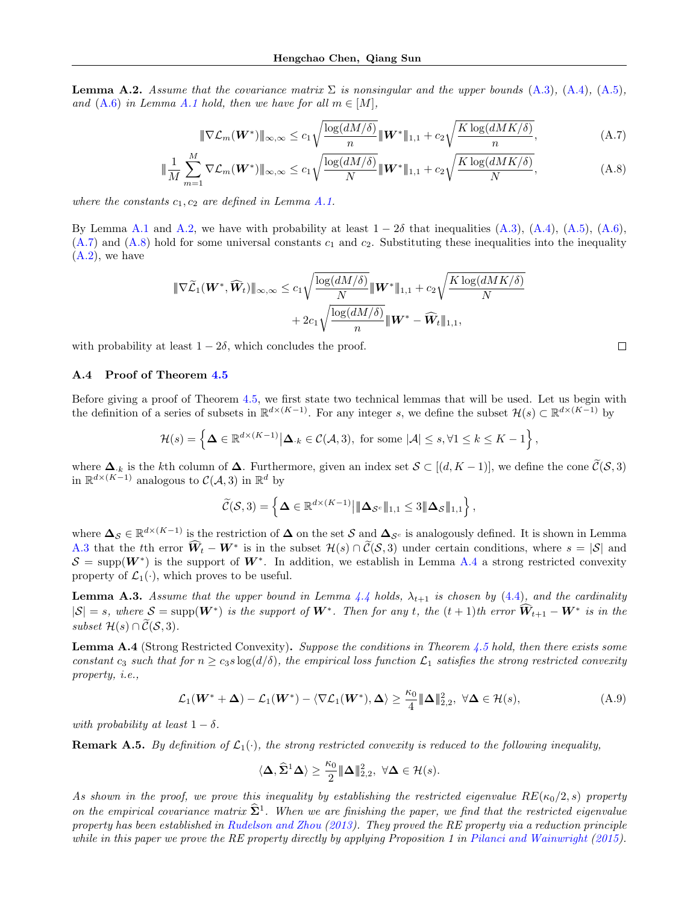**Lemma A.2.** *Assume that the covariance matrix $\Sigma$ is nonsingular and the upper bounds (A.3), (A.4), (A.5), and (A.6) in Lemma A.1 hold, then we have for all $m \in [M]$,*

$$\|\nabla \mathcal{L}_m(\boldsymbol{W}^*)\|_{\infty,\infty} \leq c_1 \sqrt{\frac{\log(dM/\delta)}{n}} \|\boldsymbol{W}^*\|_{1,1} + c_2 \sqrt{\frac{K \log(dMK/\delta)}{n}}, \tag{A.7}$$

$$\|\frac{1}{M}\sum_{m=1}^{M} \nabla \mathcal{L}_m(\boldsymbol{W}^*)\|_{\infty,\infty} \leq c_1 \sqrt{\frac{\log(dM/\delta)}{N}} \|\boldsymbol{W}^*\|_{1,1} + c_2 \sqrt{\frac{K \log(dMK/\delta)}{N}}, \tag{A.8}$$

*where the constants $c_1, c_2$ are defined in Lemma A.1.*

By Lemma A.1 and A.2, we have with probability at least $1-2\delta$ that inequalities (A.3), (A.4), (A.5), (A.6), (A.7) and (A.8) hold for some universal constants $c_1$ and $c_2$. Substituting these inequalities into the inequality (A.2), we have

$$\begin{aligned}\|\nabla \widetilde{\mathcal{L}}_1(\boldsymbol{W}^*, \widehat{\boldsymbol{W}}_t)\|_{\infty,\infty} \leq\ & c_1 \sqrt{\frac{\log(dM/\delta)}{N}} \|\boldsymbol{W}^*\|_{1,1} + c_2 \sqrt{\frac{K \log(dMK/\delta)}{N}} \\ & + 2c_1 \sqrt{\frac{\log(dM/\delta)}{n}} \|\boldsymbol{W}^* - \widehat{\boldsymbol{W}}_t\|_{1,1},\end{aligned}$$

with probability at least $1-2\delta$, which concludes the proof. $\square$

### A.4 Proof of Theorem 4.5

Before giving a proof of Theorem 4.5, we first state two technical lemmas that will be used. Let us begin with the definition of a series of subsets in $\mathbb{R}^{d\times(K-1)}$. For any integer $s$, we define the subset $\mathcal{H}(s) \subset \mathbb{R}^{d\times(K-1)}$ by

$$\mathcal{H}(s) = \left\{ \boldsymbol{\Delta} \in \mathbb{R}^{d\times(K-1)} \middle| \boldsymbol{\Delta}_{\cdot k} \in \mathcal{C}(\mathcal{A}, 3), \text{ for some } |\mathcal{A}| \leq s, \forall 1 \leq k \leq K-1 \right\},$$

where $\boldsymbol{\Delta}_{\cdot k}$ is the $k$th column of $\boldsymbol{\Delta}$. Furthermore, given an index set $\mathcal{S} \subset [(d, K-1)]$, we define the cone $\widetilde{\mathcal{C}}(\mathcal{S}, 3)$ in $\mathbb{R}^{d\times(K-1)}$ analogous to $\mathcal{C}(\mathcal{A}, 3)$ in $\mathbb{R}^d$ by

$$\widetilde{\mathcal{C}}(\mathcal{S}, 3) = \left\{ \boldsymbol{\Delta} \in \mathbb{R}^{d\times(K-1)} \middle| \|\boldsymbol{\Delta}_{\mathcal{S}^c}\|_{1,1} \leq 3 \|\boldsymbol{\Delta}_{\mathcal{S}}\|_{1,1} \right\},$$

where $\boldsymbol{\Delta}_{\mathcal{S}} \in \mathbb{R}^{d\times(K-1)}$ is the restriction of $\boldsymbol{\Delta}$ on the set $\mathcal{S}$ and $\boldsymbol{\Delta}_{\mathcal{S}^c}$ is analogously defined. It is shown in Lemma A.3 that the $t$th error $\widehat{\boldsymbol{W}}_t - \boldsymbol{W}^*$ is in the subset $\mathcal{H}(s) \cap \widetilde{\mathcal{C}}(\mathcal{S}, 3)$ under certain conditions, where $s = |\mathcal{S}|$ and $\mathcal{S} = \text{supp}(\boldsymbol{W}^*)$ is the support of $\boldsymbol{W}^*$. In addition, we establish in Lemma A.4 a strong restricted convexity property of $\mathcal{L}_1(\cdot)$, which proves to be useful.

**Lemma A.3.** *Assume that the upper bound in Lemma 4.4 holds, $\lambda_{t+1}$ is chosen by (4.4), and the cardinality $|\mathcal{S}| = s$, where $\mathcal{S} = \text{supp}(\boldsymbol{W}^*)$ is the support of $\boldsymbol{W}^*$. Then for any $t$, the $(t+1)$th error $\widehat{\boldsymbol{W}}_{t+1} - \boldsymbol{W}^*$ is in the subset $\mathcal{H}(s) \cap \widetilde{\mathcal{C}}(\mathcal{S}, 3)$.*

**Lemma A.4** (Strong Restricted Convexity)**.** *Suppose the conditions in Theorem 4.5 hold, then there exists some constant $c_3$ such that for $n \geq c_3 s \log(d/\delta)$, the empirical loss function $\mathcal{L}_1$ satisfies the strong restricted convexity property, i.e.,*

$$\mathcal{L}_1(\boldsymbol{W}^* + \boldsymbol{\Delta}) - \mathcal{L}_1(\boldsymbol{W}^*) - \langle \nabla \mathcal{L}_1(\boldsymbol{W}^*), \boldsymbol{\Delta} \rangle \geq \frac{\kappa_0}{4} \|\boldsymbol{\Delta}\|_{2,2}^2, \ \forall \boldsymbol{\Delta} \in \mathcal{H}(s), \tag{A.9}$$

*with probability at least $1-\delta$.*

**Remark A.5.** *By definition of $\mathcal{L}_1(\cdot)$, the strong restricted convexity is reduced to the following inequality,*

$$\langle \boldsymbol{\Delta}, \widehat{\boldsymbol{\Sigma}}^1 \boldsymbol{\Delta} \rangle \geq \frac{\kappa_0}{2} \|\boldsymbol{\Delta}\|_{2,2}^2, \ \forall \boldsymbol{\Delta} \in \mathcal{H}(s).$$

*As shown in the proof, we prove this inequality by establishing the restricted eigenvalue $RE(\kappa_0/2, s)$ property on the empirical covariance matrix $\widehat{\boldsymbol{\Sigma}}^1$. When we are finishing the paper, we find that the restricted eigenvalue property has been established in Rudelson and Zhou (2013). They proved the RE property via a reduction principle while in this paper we prove the RE property directly by applying Proposition 1 in Pilanci and Wainwright (2015).*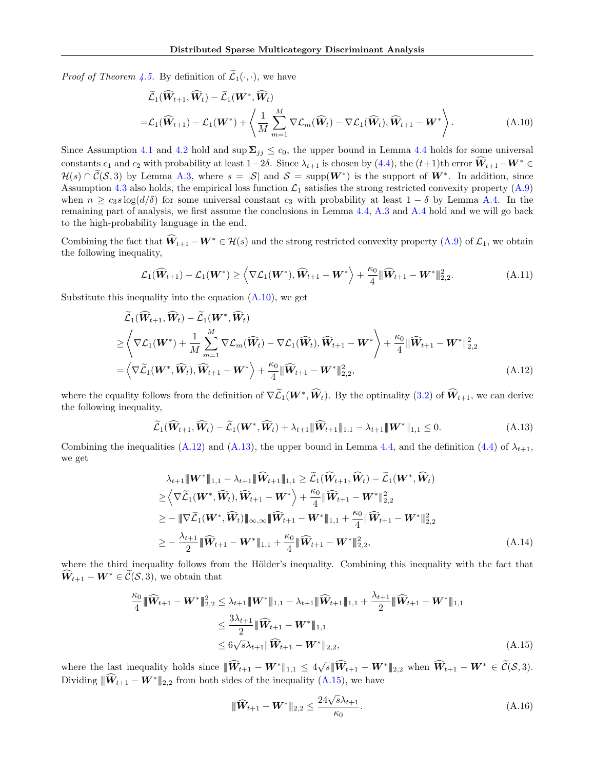*Proof of Theorem 4.5.* By definition of $\widetilde{\mathcal{L}}_1(\cdot,\cdot)$, we have

$$
\begin{aligned}
&\widetilde{\mathcal{L}}_1(\widehat{\boldsymbol{W}}_{t+1},\widehat{\boldsymbol{W}}_t)-\widetilde{\mathcal{L}}_1(\boldsymbol{W}^*,\widehat{\boldsymbol{W}}_t)\\
=&\mathcal{L}_1(\widehat{\boldsymbol{W}}_{t+1})-\mathcal{L}_1(\boldsymbol{W}^*)+\left\langle \frac{1}{M}\sum_{m=1}^{M}\nabla\mathcal{L}_m(\widehat{\boldsymbol{W}}_t)-\nabla\mathcal{L}_1(\widehat{\boldsymbol{W}}_t),\widehat{\boldsymbol{W}}_{t+1}-\boldsymbol{W}^*\right\rangle. \qquad \text{(A.10)}
\end{aligned}
$$

Since Assumption 4.1 and 4.2 hold and $\sup \boldsymbol{\Sigma}_{jj}\le c_0$, the upper bound in Lemma 4.4 holds for some universal constants $c_1$ and $c_2$ with probability at least $1-2\delta$. Since $\lambda_{t+1}$ is chosen by (4.4), the $(t+1)$th error $\widehat{\boldsymbol{W}}_{t+1}-\boldsymbol{W}^*\in\mathcal{H}(s)\cap\widetilde{\mathcal{C}}(\mathcal{S},3)$ by Lemma A.3, where $s=|\mathcal{S}|$ and $\mathcal{S}=\operatorname{supp}(\boldsymbol{W}^*)$ is the support of $\boldsymbol{W}^*$. In addition, since Assumption 4.3 also holds, the empirical loss function $\mathcal{L}_1$ satisfies the strong restricted convexity property (A.9) when $n\ge c_3 s\log(d/\delta)$ for some universal constant $c_3$ with probability at least $1-\delta$ by Lemma A.4. In the remaining part of analysis, we first assume the conclusions in Lemma 4.4, A.3 and A.4 hold and we will go back to the high-probability language in the end.

Combining the fact that $\widehat{\boldsymbol{W}}_{t+1}-\boldsymbol{W}^*\in\mathcal{H}(s)$ and the strong restricted convexity property (A.9) of $\mathcal{L}_1$, we obtain the following inequality,

$$
\mathcal{L}_1(\widehat{\boldsymbol{W}}_{t+1})-\mathcal{L}_1(\boldsymbol{W}^*)\ge\left\langle\nabla\mathcal{L}_1(\boldsymbol{W}^*),\widehat{\boldsymbol{W}}_{t+1}-\boldsymbol{W}^*\right\rangle+\frac{\kappa_0}{4}\|\widehat{\boldsymbol{W}}_{t+1}-\boldsymbol{W}^*\|_{2,2}^2. \qquad \text{(A.11)}
$$

Substitute this inequality into the equation (A.10), we get

$$
\begin{aligned}
&\widetilde{\mathcal{L}}_1(\widehat{\boldsymbol{W}}_{t+1},\widehat{\boldsymbol{W}}_t)-\widetilde{\mathcal{L}}_1(\boldsymbol{W}^*,\widehat{\boldsymbol{W}}_t)\\
\ge&\left\langle\nabla\mathcal{L}_1(\boldsymbol{W}^*)+\frac{1}{M}\sum_{m=1}^{M}\nabla\mathcal{L}_m(\widehat{\boldsymbol{W}}_t)-\nabla\mathcal{L}_1(\widehat{\boldsymbol{W}}_t),\widehat{\boldsymbol{W}}_{t+1}-\boldsymbol{W}^*\right\rangle+\frac{\kappa_0}{4}\|\widehat{\boldsymbol{W}}_{t+1}-\boldsymbol{W}^*\|_{2,2}^2\\
=&\left\langle\nabla\widetilde{\mathcal{L}}_1(\boldsymbol{W}^*,\widehat{\boldsymbol{W}}_t),\widehat{\boldsymbol{W}}_{t+1}-\boldsymbol{W}^*\right\rangle+\frac{\kappa_0}{4}\|\widehat{\boldsymbol{W}}_{t+1}-\boldsymbol{W}^*\|_{2,2}^2, \qquad \text{(A.12)}
\end{aligned}
$$

where the equality follows from the definition of $\nabla\widetilde{\mathcal{L}}_1(\boldsymbol{W}^*,\widehat{\boldsymbol{W}}_t)$. By the optimality (3.2) of $\widehat{\boldsymbol{W}}_{t+1}$, we can derive the following inequality,

$$
\widetilde{\mathcal{L}}_1(\widehat{\boldsymbol{W}}_{t+1},\widehat{\boldsymbol{W}}_t)-\widetilde{\mathcal{L}}_1(\boldsymbol{W}^*,\widehat{\boldsymbol{W}}_t)+\lambda_{t+1}\|\widehat{\boldsymbol{W}}_{t+1}\|_{1,1}-\lambda_{t+1}\|\boldsymbol{W}^*\|_{1,1}\le 0. \qquad \text{(A.13)}
$$

Combining the inequalities (A.12) and (A.13), the upper bound in Lemma 4.4, and the definition (4.4) of $\lambda_{t+1}$, we get

$$
\begin{aligned}
\lambda_{t+1}\|\boldsymbol{W}^*\|_{1,1}-\lambda_{t+1}\|\widehat{\boldsymbol{W}}_{t+1}\|_{1,1}\ge&\,\widetilde{\mathcal{L}}_1(\widehat{\boldsymbol{W}}_{t+1},\widehat{\boldsymbol{W}}_t)-\widetilde{\mathcal{L}}_1(\boldsymbol{W}^*,\widehat{\boldsymbol{W}}_t)\\
\ge&\left\langle\nabla\widetilde{\mathcal{L}}_1(\boldsymbol{W}^*,\widehat{\boldsymbol{W}}_t),\widehat{\boldsymbol{W}}_{t+1}-\boldsymbol{W}^*\right\rangle+\frac{\kappa_0}{4}\|\widehat{\boldsymbol{W}}_{t+1}-\boldsymbol{W}^*\|_{2,2}^2\\
\ge&-\|\nabla\widetilde{\mathcal{L}}_1(\boldsymbol{W}^*,\widehat{\boldsymbol{W}}_t)\|_{\infty,\infty}\|\widehat{\boldsymbol{W}}_{t+1}-\boldsymbol{W}^*\|_{1,1}+\frac{\kappa_0}{4}\|\widehat{\boldsymbol{W}}_{t+1}-\boldsymbol{W}^*\|_{2,2}^2\\
\ge&-\frac{\lambda_{t+1}}{2}\|\widehat{\boldsymbol{W}}_{t+1}-\boldsymbol{W}^*\|_{1,1}+\frac{\kappa_0}{4}\|\widehat{\boldsymbol{W}}_{t+1}-\boldsymbol{W}^*\|_{2,2}^2, \qquad \text{(A.14)}
\end{aligned}
$$

where the third inequality follows from the Hölder's inequality. Combining this inequality with the fact that $\widehat{\boldsymbol{W}}_{t+1}-\boldsymbol{W}^*\in\widetilde{\mathcal{C}}(\mathcal{S},3)$, we obtain that

$$
\begin{aligned}
\frac{\kappa_0}{4}\|\widehat{\boldsymbol{W}}_{t+1}-\boldsymbol{W}^*\|_{2,2}^2\le&\,\lambda_{t+1}\|\boldsymbol{W}^*\|_{1,1}-\lambda_{t+1}\|\widehat{\boldsymbol{W}}_{t+1}\|_{1,1}+\frac{\lambda_{t+1}}{2}\|\widehat{\boldsymbol{W}}_{t+1}-\boldsymbol{W}^*\|_{1,1}\\
\le&\,\frac{3\lambda_{t+1}}{2}\|\widehat{\boldsymbol{W}}_{t+1}-\boldsymbol{W}^*\|_{1,1}\\
\le&\,6\sqrt{s}\lambda_{t+1}\|\widehat{\boldsymbol{W}}_{t+1}-\boldsymbol{W}^*\|_{2,2}, \qquad \text{(A.15)}
\end{aligned}
$$

where the last inequality holds since $\|\widehat{\boldsymbol{W}}_{t+1}-\boldsymbol{W}^*\|_{1,1}\le 4\sqrt{s}\|\widehat{\boldsymbol{W}}_{t+1}-\boldsymbol{W}^*\|_{2,2}$ when $\widehat{\boldsymbol{W}}_{t+1}-\boldsymbol{W}^*\in\widetilde{\mathcal{C}}(\mathcal{S},3)$. Dividing $\|\widehat{\boldsymbol{W}}_{t+1}-\boldsymbol{W}^*\|_{2,2}$ from both sides of the inequality (A.15), we have

$$
\|\widehat{\boldsymbol{W}}_{t+1}-\boldsymbol{W}^*\|_{2,2}\le\frac{24\sqrt{s}\lambda_{t+1}}{\kappa_0}. \qquad \text{(A.16)}
$$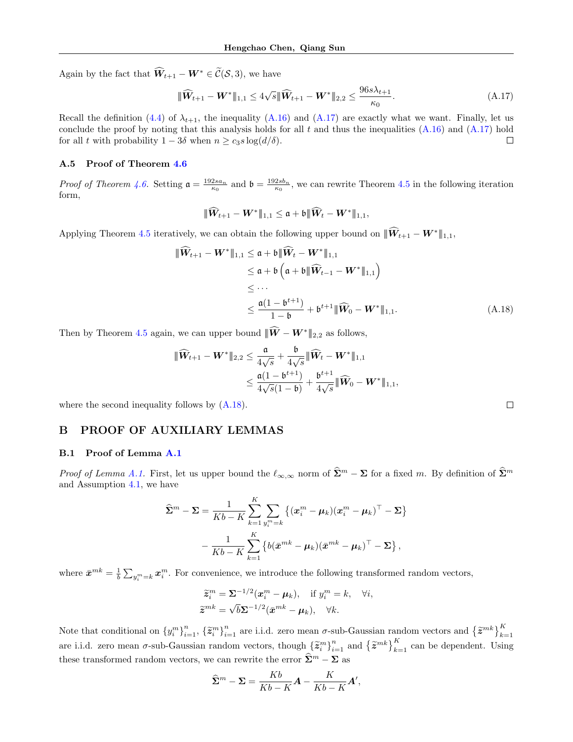Again by the fact that $\widehat{\boldsymbol{W}}_{t+1} - \boldsymbol{W}^* \in \widetilde{\mathcal{C}}(\mathcal{S}, 3)$, we have

$$\|\widehat{\boldsymbol{W}}_{t+1} - \boldsymbol{W}^*\|_{1,1} \leq 4\sqrt{s}\|\widehat{\boldsymbol{W}}_{t+1} - \boldsymbol{W}^*\|_{2,2} \leq \frac{96 s \lambda_{t+1}}{\kappa_0}. \tag{A.17}$$

Recall the definition (4.4) of $\lambda_{t+1}$, the inequality (A.16) and (A.17) are exactly what we want. Finally, let us conclude the proof by noting that this analysis holds for all $t$ and thus the inequalities (A.16) and (A.17) hold for all $t$ with probability $1 - 3\delta$ when $n \geq c_3 s \log(d/\delta)$. $\square$

### A.5 Proof of Theorem 4.6

*Proof of Theorem 4.6.* Setting $\mathfrak{a} = \frac{192 s a_n}{\kappa_0}$ and $\mathfrak{b} = \frac{192 s b_n}{\kappa_0}$, we can rewrite Theorem 4.5 in the following iteration form,

$$\|\widehat{\boldsymbol{W}}_{t+1} - \boldsymbol{W}^*\|_{1,1} \leq \mathfrak{a} + \mathfrak{b}\|\widehat{\boldsymbol{W}}_t - \boldsymbol{W}^*\|_{1,1},$$

Applying Theorem 4.5 iteratively, we can obtain the following upper bound on $\|\widehat{\boldsymbol{W}}_{t+1} - \boldsymbol{W}^*\|_{1,1}$,

$$\begin{aligned}
\|\widehat{\boldsymbol{W}}_{t+1} - \boldsymbol{W}^*\|_{1,1} &\leq \mathfrak{a} + \mathfrak{b}\|\widehat{\boldsymbol{W}}_t - \boldsymbol{W}^*\|_{1,1} \\
&\leq \mathfrak{a} + \mathfrak{b}\left(\mathfrak{a} + \mathfrak{b}\|\widehat{\boldsymbol{W}}_{t-1} - \boldsymbol{W}^*\|_{1,1}\right) \\
&\leq \cdots \\
&\leq \frac{\mathfrak{a}(1 - \mathfrak{b}^{t+1})}{1 - \mathfrak{b}} + \mathfrak{b}^{t+1}\|\widehat{\boldsymbol{W}}_0 - \boldsymbol{W}^*\|_{1,1}.
\end{aligned} \tag{A.18}$$

Then by Theorem 4.5 again, we can upper bound $\|\widehat{\boldsymbol{W}} - \boldsymbol{W}^*\|_{2,2}$ as follows,

$$\begin{aligned}
\|\widehat{\boldsymbol{W}}_{t+1} - \boldsymbol{W}^*\|_{2,2} &\leq \frac{\mathfrak{a}}{4\sqrt{s}} + \frac{\mathfrak{b}}{4\sqrt{s}}\|\widehat{\boldsymbol{W}}_t - \boldsymbol{W}^*\|_{1,1} \\
&\leq \frac{\mathfrak{a}(1 - \mathfrak{b}^{t+1})}{4\sqrt{s}(1 - \mathfrak{b})} + \frac{\mathfrak{b}^{t+1}}{4\sqrt{s}}\|\widehat{\boldsymbol{W}}_0 - \boldsymbol{W}^*\|_{1,1},
\end{aligned}$$

where the second inequality follows by (A.18). $\square$

## B PROOF OF AUXILIARY LEMMAS

### B.1 Proof of Lemma A.1

*Proof of Lemma A.1.* First, let us upper bound the $\ell_{\infty,\infty}$ norm of $\widehat{\boldsymbol{\Sigma}}^m - \boldsymbol{\Sigma}$ for a fixed $m$. By definition of $\widehat{\boldsymbol{\Sigma}}^m$ and Assumption 4.1, we have

$$\begin{aligned}
\widehat{\boldsymbol{\Sigma}}^m - \boldsymbol{\Sigma} = &\frac{1}{Kb - K}\sum_{k=1}^{K}\sum_{y_i^m = k}\left\{(\boldsymbol{x}_i^m - \boldsymbol{\mu}_k)(\boldsymbol{x}_i^m - \boldsymbol{\mu}_k)^\top - \boldsymbol{\Sigma}\right\} \\
&- \frac{1}{Kb - K}\sum_{k=1}^{K}\left\{b(\bar{\boldsymbol{x}}^{mk} - \boldsymbol{\mu}_k)(\bar{\boldsymbol{x}}^{mk} - \boldsymbol{\mu}_k)^\top - \boldsymbol{\Sigma}\right\},
\end{aligned}$$

where $\bar{\boldsymbol{x}}^{mk} = \frac{1}{b}\sum_{y_i^m = k}\boldsymbol{x}_i^m$. For convenience, we introduce the following transformed random vectors,

$$\begin{aligned}
\widetilde{\boldsymbol{z}}_i^m &= \boldsymbol{\Sigma}^{-1/2}(\boldsymbol{x}_i^m - \boldsymbol{\mu}_k), \quad \text{if } y_i^m = k, \quad \forall i, \\
\widetilde{\boldsymbol{z}}^{mk} &= \sqrt{b}\boldsymbol{\Sigma}^{-1/2}(\bar{\boldsymbol{x}}^{mk} - \boldsymbol{\mu}_k), \quad \forall k.
\end{aligned}$$

Note that conditional on $\{y_i^m\}_{i=1}^n$, $\{\widetilde{\boldsymbol{z}}_i^m\}_{i=1}^n$ are i.i.d. zero mean $\sigma$-sub-Gaussian random vectors and $\{\widetilde{\boldsymbol{z}}^{mk}\}_{k=1}^K$ are i.i.d. zero mean $\sigma$-sub-Gaussian random vectors, though $\{\widetilde{\boldsymbol{z}}_i^m\}_{i=1}^n$ and $\{\widetilde{\boldsymbol{z}}^{mk}\}_{k=1}^K$ can be dependent. Using these transformed random vectors, we can rewrite the error $\widehat{\boldsymbol{\Sigma}}^m - \boldsymbol{\Sigma}$ as

$$\widehat{\boldsymbol{\Sigma}}^m - \boldsymbol{\Sigma} = \frac{Kb}{Kb - K}\boldsymbol{A} - \frac{K}{Kb - K}\boldsymbol{A}',$$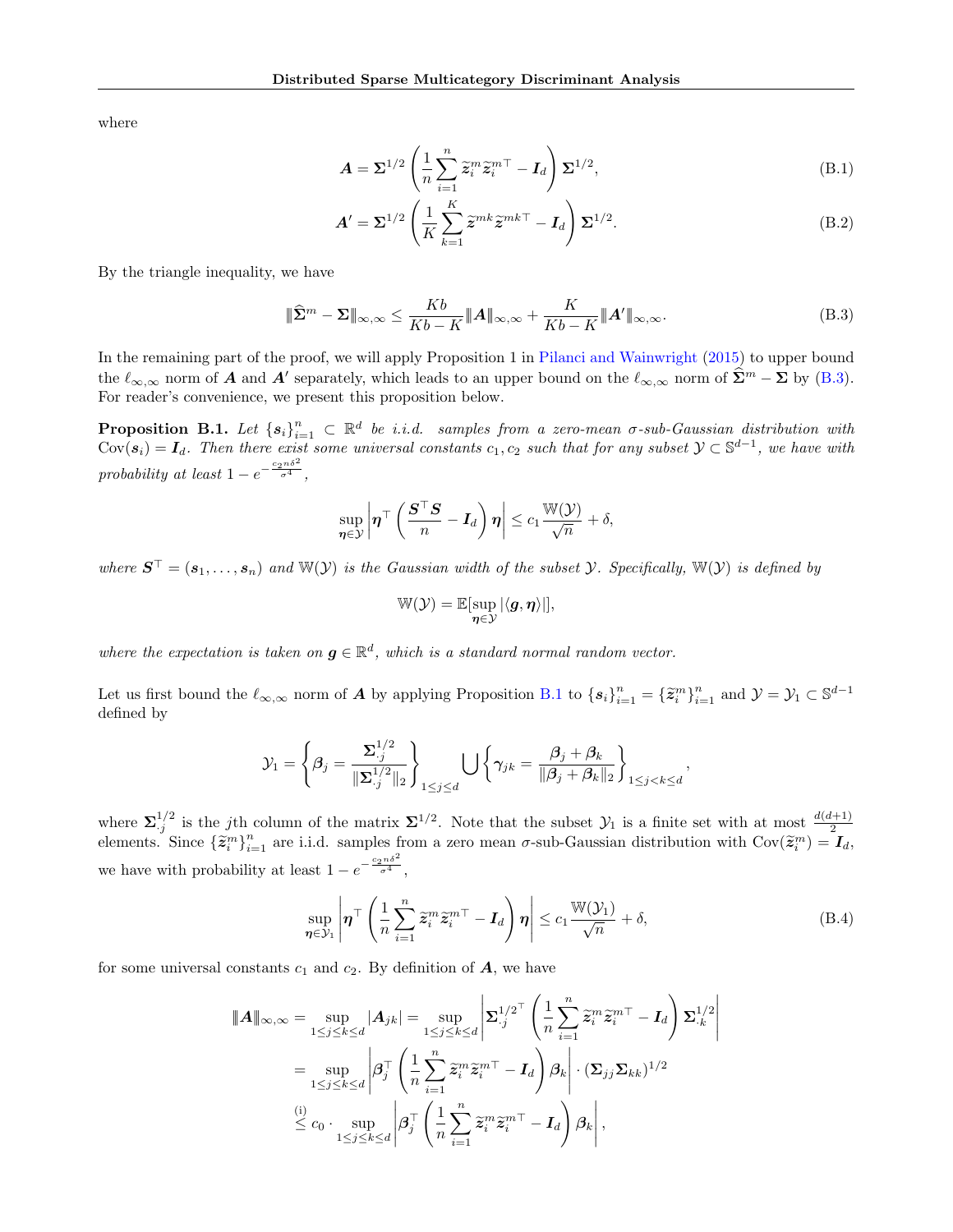where

$$
\boldsymbol{A} = \boldsymbol{\Sigma}^{1/2} \left( \frac{1}{n} \sum_{i=1}^{n} \widetilde{\boldsymbol{z}}_i^m \widetilde{\boldsymbol{z}}_i^{m\top} - \boldsymbol{I}_d \right) \boldsymbol{\Sigma}^{1/2}, \tag{B.1}
$$

$$
\boldsymbol{A}' = \boldsymbol{\Sigma}^{1/2} \left( \frac{1}{K} \sum_{k=1}^{K} \widetilde{\boldsymbol{z}}^{mk} \widetilde{\boldsymbol{z}}^{mk\top} - \boldsymbol{I}_d \right) \boldsymbol{\Sigma}^{1/2}. \tag{B.2}
$$

By the triangle inequality, we have

$$
\|\widehat{\boldsymbol{\Sigma}}^m - \boldsymbol{\Sigma}\|_{\infty,\infty} \leq \frac{Kb}{Kb - K} \|\boldsymbol{A}\|_{\infty,\infty} + \frac{K}{Kb - K} \|\boldsymbol{A}'\|_{\infty,\infty}. \tag{B.3}
$$

In the remaining part of the proof, we will apply Proposition 1 in Pilanci and Wainwright (2015) to upper bound the $\ell_{\infty,\infty}$ norm of $\boldsymbol{A}$ and $\boldsymbol{A}'$ separately, which leads to an upper bound on the $\ell_{\infty,\infty}$ norm of $\widehat{\boldsymbol{\Sigma}}^m - \boldsymbol{\Sigma}$ by (B.3). For reader's convenience, we present this proposition below.

**Proposition B.1.** *Let $\{\boldsymbol{s}_i\}_{i=1}^n \subset \mathbb{R}^d$ be i.i.d. samples from a zero-mean $\sigma$-sub-Gaussian distribution with $\mathrm{Cov}(\boldsymbol{s}_i) = \boldsymbol{I}_d$. Then there exist some universal constants $c_1, c_2$ such that for any subset $\mathcal{Y} \subset \mathbb{S}^{d-1}$, we have with probability at least $1 - e^{-\frac{c_2 n \delta^2}{\sigma^4}}$,*

$$
\sup_{\boldsymbol{\eta} \in \mathcal{Y}} \left| \boldsymbol{\eta}^\top \left( \frac{\boldsymbol{S}^\top \boldsymbol{S}}{n} - \boldsymbol{I}_d \right) \boldsymbol{\eta} \right| \leq c_1 \frac{\mathbb{W}(\mathcal{Y})}{\sqrt{n}} + \delta,
$$

*where $\boldsymbol{S}^\top = (\boldsymbol{s}_1, \ldots, \boldsymbol{s}_n)$ and $\mathbb{W}(\mathcal{Y})$ is the Gaussian width of the subset $\mathcal{Y}$. Specifically, $\mathbb{W}(\mathcal{Y})$ is defined by*

$$
\mathbb{W}(\mathcal{Y}) = \mathbb{E}[\sup_{\boldsymbol{\eta} \in \mathcal{Y}} |\langle \boldsymbol{g}, \boldsymbol{\eta} \rangle|],
$$

*where the expectation is taken on $\boldsymbol{g} \in \mathbb{R}^d$, which is a standard normal random vector.*

Let us first bound the $\ell_{\infty,\infty}$ norm of $\boldsymbol{A}$ by applying Proposition B.1 to $\{\boldsymbol{s}_i\}_{i=1}^n = \{\widetilde{\boldsymbol{z}}_i^m\}_{i=1}^n$ and $\mathcal{Y} = \mathcal{Y}_1 \subset \mathbb{S}^{d-1}$ defined by

$$
\mathcal{Y}_1 = \left\{ \boldsymbol{\beta}_j = \frac{\boldsymbol{\Sigma}_{\cdot j}^{1/2}}{\|\boldsymbol{\Sigma}_{\cdot j}^{1/2}\|_2} \right\}_{1 \leq j \leq d} \bigcup \left\{ \boldsymbol{\gamma}_{jk} = \frac{\boldsymbol{\beta}_j + \boldsymbol{\beta}_k}{\|\boldsymbol{\beta}_j + \boldsymbol{\beta}_k\|_2} \right\}_{1 \leq j < k \leq d},
$$

where $\boldsymbol{\Sigma}_{\cdot j}^{1/2}$ is the $j$th column of the matrix $\boldsymbol{\Sigma}^{1/2}$. Note that the subset $\mathcal{Y}_1$ is a finite set with at most $\frac{d(d+1)}{2}$ elements. Since $\{\widetilde{\boldsymbol{z}}_i^m\}_{i=1}^n$ are i.i.d. samples from a zero mean $\sigma$-sub-Gaussian distribution with $\mathrm{Cov}(\widetilde{\boldsymbol{z}}_i^m) = \boldsymbol{I}_d$, we have with probability at least $1 - e^{-\frac{c_2 n \delta^2}{\sigma^4}}$,

$$
\sup_{\boldsymbol{\eta} \in \mathcal{Y}_1} \left| \boldsymbol{\eta}^\top \left( \frac{1}{n} \sum_{i=1}^{n} \widetilde{\boldsymbol{z}}_i^m \widetilde{\boldsymbol{z}}_i^{m\top} - \boldsymbol{I}_d \right) \boldsymbol{\eta} \right| \leq c_1 \frac{\mathbb{W}(\mathcal{Y}_1)}{\sqrt{n}} + \delta, \tag{B.4}
$$

for some universal constants $c_1$ and $c_2$. By definition of $\boldsymbol{A}$, we have

$$
\begin{aligned}
\|\boldsymbol{A}\|_{\infty,\infty} &= \sup_{1 \leq j \leq k \leq d} |\boldsymbol{A}_{jk}| = \sup_{1 \leq j \leq k \leq d} \left| \boldsymbol{\Sigma}_{\cdot j}^{1/2^\top} \left( \frac{1}{n} \sum_{i=1}^{n} \widetilde{\boldsymbol{z}}_i^m \widetilde{\boldsymbol{z}}_i^{m\top} - \boldsymbol{I}_d \right) \boldsymbol{\Sigma}_{\cdot k}^{1/2} \right| \\
&= \sup_{1 \leq j \leq k \leq d} \left| \boldsymbol{\beta}_j^\top \left( \frac{1}{n} \sum_{i=1}^{n} \widetilde{\boldsymbol{z}}_i^m \widetilde{\boldsymbol{z}}_i^{m\top} - \boldsymbol{I}_d \right) \boldsymbol{\beta}_k \right| \cdot (\boldsymbol{\Sigma}_{jj} \boldsymbol{\Sigma}_{kk})^{1/2} \\
&\overset{\text{(i)}}{\leq} c_0 \cdot \sup_{1 \leq j \leq k \leq d} \left| \boldsymbol{\beta}_j^\top \left( \frac{1}{n} \sum_{i=1}^{n} \widetilde{\boldsymbol{z}}_i^m \widetilde{\boldsymbol{z}}_i^{m\top} - \boldsymbol{I}_d \right) \boldsymbol{\beta}_k \right|,
\end{aligned}
$$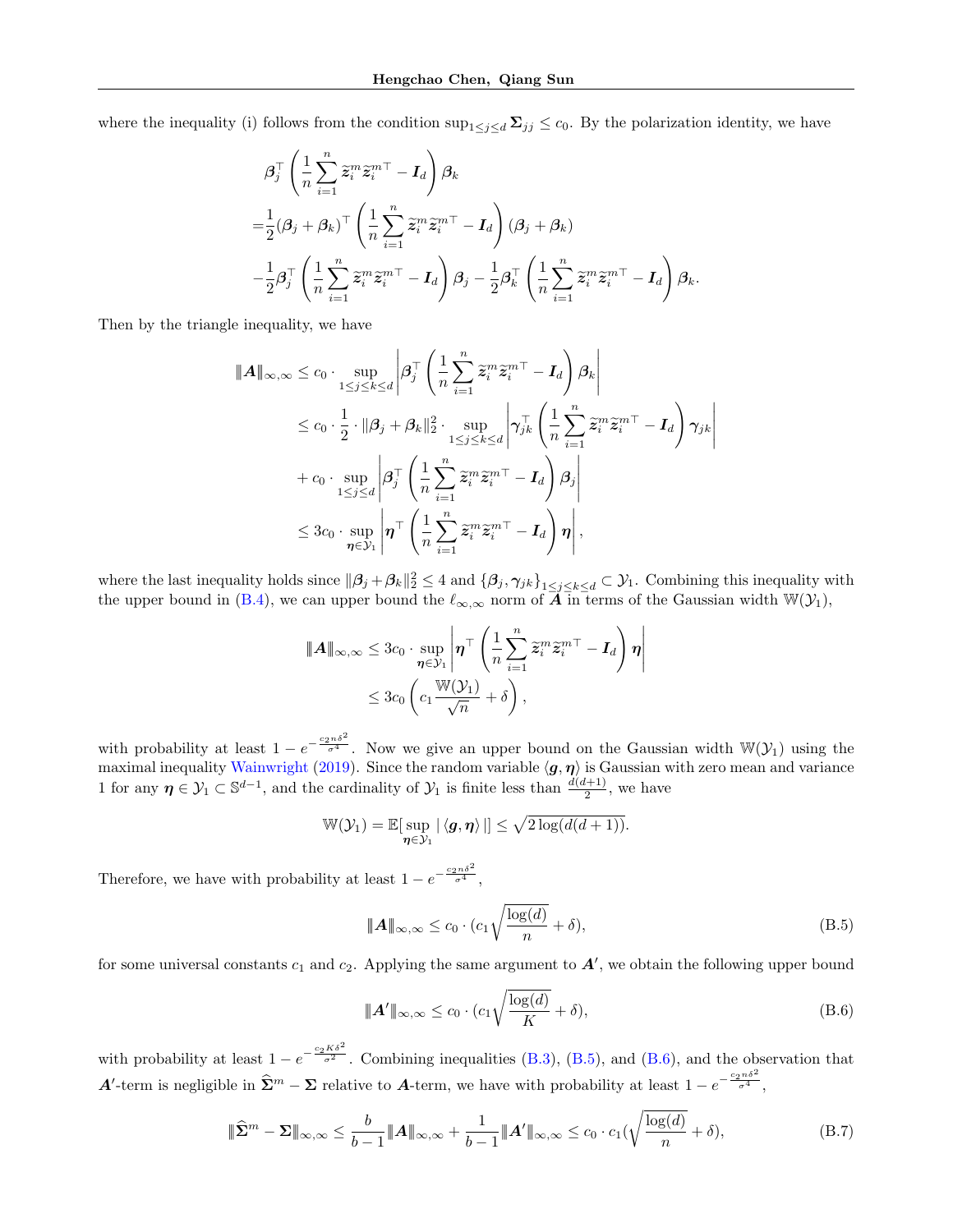where the inequality (i) follows from the condition $\sup_{1\le j\le d} \boldsymbol{\Sigma}_{jj} \le c_0$. By the polarization identity, we have

$$
\begin{aligned}
&\boldsymbol{\beta}_j^\top \left(\frac{1}{n}\sum_{i=1}^n \widetilde{\boldsymbol{z}}_i^m \widetilde{\boldsymbol{z}}_i^{m\top} - \boldsymbol{I}_d\right)\boldsymbol{\beta}_k \\
=&\frac{1}{2}(\boldsymbol{\beta}_j+\boldsymbol{\beta}_k)^\top \left(\frac{1}{n}\sum_{i=1}^n \widetilde{\boldsymbol{z}}_i^m \widetilde{\boldsymbol{z}}_i^{m\top} - \boldsymbol{I}_d\right)(\boldsymbol{\beta}_j+\boldsymbol{\beta}_k) \\
&-\frac{1}{2}\boldsymbol{\beta}_j^\top \left(\frac{1}{n}\sum_{i=1}^n \widetilde{\boldsymbol{z}}_i^m \widetilde{\boldsymbol{z}}_i^{m\top} - \boldsymbol{I}_d\right)\boldsymbol{\beta}_j - \frac{1}{2}\boldsymbol{\beta}_k^\top \left(\frac{1}{n}\sum_{i=1}^n \widetilde{\boldsymbol{z}}_i^m \widetilde{\boldsymbol{z}}_i^{m\top} - \boldsymbol{I}_d\right)\boldsymbol{\beta}_k.
\end{aligned}
$$

Then by the triangle inequality, we have

$$
\begin{aligned}
\|\boldsymbol{A}\|_{\infty,\infty} &\le c_0 \cdot \sup_{1\le j\le k\le d}\left|\boldsymbol{\beta}_j^\top \left(\frac{1}{n}\sum_{i=1}^n \widetilde{\boldsymbol{z}}_i^m \widetilde{\boldsymbol{z}}_i^{m\top} - \boldsymbol{I}_d\right)\boldsymbol{\beta}_k\right| \\
&\le c_0\cdot\frac{1}{2}\cdot\|\boldsymbol{\beta}_j+\boldsymbol{\beta}_k\|_2^2 \cdot \sup_{1\le j\le k\le d}\left|\boldsymbol{\gamma}_{jk}^\top \left(\frac{1}{n}\sum_{i=1}^n \widetilde{\boldsymbol{z}}_i^m \widetilde{\boldsymbol{z}}_i^{m\top} - \boldsymbol{I}_d\right)\boldsymbol{\gamma}_{jk}\right| \\
&+ c_0\cdot \sup_{1\le j\le d}\left|\boldsymbol{\beta}_j^\top \left(\frac{1}{n}\sum_{i=1}^n \widetilde{\boldsymbol{z}}_i^m \widetilde{\boldsymbol{z}}_i^{m\top} - \boldsymbol{I}_d\right)\boldsymbol{\beta}_j\right| \\
&\le 3c_0\cdot \sup_{\boldsymbol{\eta}\in\mathcal{Y}_1}\left|\boldsymbol{\eta}^\top \left(\frac{1}{n}\sum_{i=1}^n \widetilde{\boldsymbol{z}}_i^m \widetilde{\boldsymbol{z}}_i^{m\top} - \boldsymbol{I}_d\right)\boldsymbol{\eta}\right|,
\end{aligned}
$$

where the last inequality holds since $\|\boldsymbol{\beta}_j+\boldsymbol{\beta}_k\|_2^2\le 4$ and $\{\boldsymbol{\beta}_j,\boldsymbol{\gamma}_{jk}\}_{1\le j\le k\le d}\subset\mathcal{Y}_1$. Combining this inequality with the upper bound in (B.4), we can upper bound the $\ell_{\infty,\infty}$ norm of $\boldsymbol{A}$ in terms of the Gaussian width $\mathbb{W}(\mathcal{Y}_1)$,

$$
\begin{aligned}
\|\boldsymbol{A}\|_{\infty,\infty} &\le 3c_0\cdot \sup_{\boldsymbol{\eta}\in\mathcal{Y}_1}\left|\boldsymbol{\eta}^\top \left(\frac{1}{n}\sum_{i=1}^n \widetilde{\boldsymbol{z}}_i^m \widetilde{\boldsymbol{z}}_i^{m\top} - \boldsymbol{I}_d\right)\boldsymbol{\eta}\right| \\
&\le 3c_0\left(c_1\frac{\mathbb{W}(\mathcal{Y}_1)}{\sqrt{n}}+\delta\right),
\end{aligned}
$$

with probability at least $1-e^{-\frac{c_2 n\delta^2}{\sigma^4}}$. Now we give an upper bound on the Gaussian width $\mathbb{W}(\mathcal{Y}_1)$ using the maximal inequality Wainwright (2019). Since the random variable $\langle \boldsymbol{g},\boldsymbol{\eta}\rangle$ is Gaussian with zero mean and variance 1 for any $\boldsymbol{\eta}\in\mathcal{Y}_1\subset\mathbb{S}^{d-1}$, and the cardinality of $\mathcal{Y}_1$ is finite less than $\frac{d(d+1)}{2}$, we have

$$
\mathbb{W}(\mathcal{Y}_1)=\mathbb{E}[\sup_{\boldsymbol{\eta}\in\mathcal{Y}_1}|\langle \boldsymbol{g},\boldsymbol{\eta}\rangle|]\le\sqrt{2\log(d(d+1))}.
$$

Therefore, we have with probability at least $1-e^{-\frac{c_2 n\delta^2}{\sigma^4}}$,

$$
\|\boldsymbol{A}\|_{\infty,\infty}\le c_0\cdot(c_1\sqrt{\frac{\log(d)}{n}}+\delta), \tag{B.5}
$$

for some universal constants $c_1$ and $c_2$. Applying the same argument to $\boldsymbol{A}'$, we obtain the following upper bound

$$
\|\boldsymbol{A}'\|_{\infty,\infty}\le c_0\cdot(c_1\sqrt{\frac{\log(d)}{K}}+\delta), \tag{B.6}
$$

with probability at least $1-e^{-\frac{c_2 K\delta^2}{\sigma^2}}$. Combining inequalities (B.3), (B.5), and (B.6), and the observation that $\boldsymbol{A}'$-term is negligible in $\widehat{\boldsymbol{\Sigma}}^m-\boldsymbol{\Sigma}$ relative to $\boldsymbol{A}$-term, we have with probability at least $1-e^{-\frac{c_2 n\delta^2}{\sigma^4}}$,

$$
\|\widehat{\boldsymbol{\Sigma}}^m-\boldsymbol{\Sigma}\|_{\infty,\infty}\le\frac{b}{b-1}\|\boldsymbol{A}\|_{\infty,\infty}+\frac{1}{b-1}\|\boldsymbol{A}'\|_{\infty,\infty}\le c_0\cdot c_1(\sqrt{\frac{\log(d)}{n}}+\delta), \tag{B.7}
$$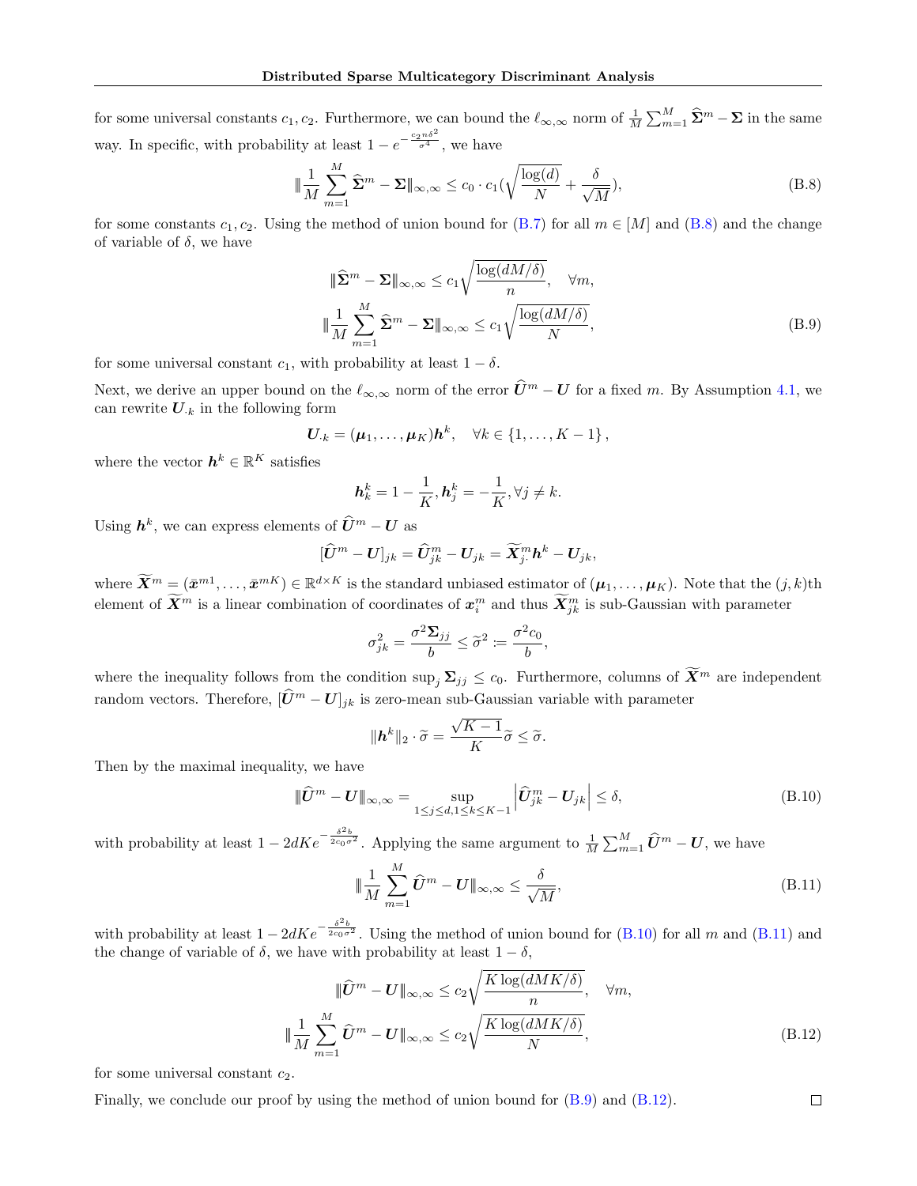for some universal constants $c_1, c_2$. Furthermore, we can bound the $\ell_{\infty,\infty}$ norm of $\frac{1}{M}\sum_{m=1}^{M}\widehat{\boldsymbol{\Sigma}}^m - \boldsymbol{\Sigma}$ in the same way. In specific, with probability at least $1 - e^{-\frac{c_2 n\delta^2}{\sigma^4}}$, we have

$$
\|\frac{1}{M}\sum_{m=1}^{M}\widehat{\boldsymbol{\Sigma}}^m - \boldsymbol{\Sigma}\|_{\infty,\infty} \le c_0 \cdot c_1(\sqrt{\frac{\log(d)}{N}} + \frac{\delta}{\sqrt{M}}), \tag{B.8}
$$

for some constants $c_1, c_2$. Using the method of union bound for (B.7) for all $m \in [M]$ and (B.8) and the change of variable of $\delta$, we have

$$
\begin{aligned}
\|\widehat{\boldsymbol{\Sigma}}^m - \boldsymbol{\Sigma}\|_{\infty,\infty} &\le c_1\sqrt{\frac{\log(dM/\delta)}{n}}, \quad \forall m, \\
\|\frac{1}{M}\sum_{m=1}^{M}\widehat{\boldsymbol{\Sigma}}^m - \boldsymbol{\Sigma}\|_{\infty,\infty} &\le c_1\sqrt{\frac{\log(dM/\delta)}{N}},
\end{aligned} \tag{B.9}
$$

for some universal constant $c_1$, with probability at least $1-\delta$.

Next, we derive an upper bound on the $\ell_{\infty,\infty}$ norm of the error $\widehat{\boldsymbol{U}}^m - \boldsymbol{U}$ for a fixed $m$. By Assumption 4.1, we can rewrite $\boldsymbol{U}_{\cdot k}$ in the following form

$$
\boldsymbol{U}_{\cdot k} = (\boldsymbol{\mu}_1, \ldots, \boldsymbol{\mu}_K)\boldsymbol{h}^k, \quad \forall k \in \{1, \ldots, K-1\},
$$

where the vector $\boldsymbol{h}^k \in \mathbb{R}^K$ satisfies

$$
\boldsymbol{h}_k^k = 1 - \frac{1}{K}, \boldsymbol{h}_j^k = -\frac{1}{K}, \forall j \ne k.
$$

Using $\boldsymbol{h}^k$, we can express elements of $\widehat{\boldsymbol{U}}^m - \boldsymbol{U}$ as

$$
[\widehat{\boldsymbol{U}}^m - \boldsymbol{U}]_{jk} = \widehat{\boldsymbol{U}}_{jk}^m - \boldsymbol{U}_{jk} = \widetilde{\boldsymbol{X}}_{j\cdot}^m \boldsymbol{h}^k - \boldsymbol{U}_{jk},
$$

where $\widetilde{\boldsymbol{X}}^m = (\bar{\boldsymbol{x}}^{m1}, \ldots, \bar{\boldsymbol{x}}^{mK}) \in \mathbb{R}^{d\times K}$ is the standard unbiased estimator of $(\boldsymbol{\mu}_1, \ldots, \boldsymbol{\mu}_K)$. Note that the $(j,k)$th element of $\widetilde{\boldsymbol{X}}^m$ is a linear combination of coordinates of $\boldsymbol{x}_i^m$ and thus $\widetilde{\boldsymbol{X}}_{jk}^m$ is sub-Gaussian with parameter

$$
\sigma_{jk}^2 = \frac{\sigma^2 \boldsymbol{\Sigma}_{jj}}{b} \le \widetilde{\sigma}^2 := \frac{\sigma^2 c_0}{b},
$$

where the inequality follows from the condition $\sup_j \boldsymbol{\Sigma}_{jj} \le c_0$. Furthermore, columns of $\widetilde{\boldsymbol{X}}^m$ are independent random vectors. Therefore, $[\widehat{\boldsymbol{U}}^m - \boldsymbol{U}]_{jk}$ is zero-mean sub-Gaussian variable with parameter

$$
\|\boldsymbol{h}^k\|_2 \cdot \widetilde{\sigma} = \frac{\sqrt{K-1}}{K}\widetilde{\sigma} \le \widetilde{\sigma}.
$$

Then by the maximal inequality, we have

$$
\|\widehat{\boldsymbol{U}}^m - \boldsymbol{U}\|_{\infty,\infty} = \sup_{1\le j\le d, 1\le k\le K-1}\left|\widehat{\boldsymbol{U}}_{jk}^m - \boldsymbol{U}_{jk}\right| \le \delta, \tag{B.10}
$$

with probability at least $1 - 2dKe^{-\frac{\delta^2 b}{2c_0\sigma^2}}$. Applying the same argument to $\frac{1}{M}\sum_{m=1}^{M}\widehat{\boldsymbol{U}}^m - \boldsymbol{U}$, we have

$$
\|\frac{1}{M}\sum_{m=1}^{M}\widehat{\boldsymbol{U}}^m - \boldsymbol{U}\|_{\infty,\infty} \le \frac{\delta}{\sqrt{M}}, \tag{B.11}
$$

with probability at least $1 - 2dKe^{-\frac{\delta^2 b}{2c_0\sigma^2}}$. Using the method of union bound for (B.10) for all $m$ and (B.11) and the change of variable of $\delta$, we have with probability at least $1-\delta$,

$$
\begin{aligned}
\|\widehat{\boldsymbol{U}}^m - \boldsymbol{U}\|_{\infty,\infty} &\le c_2\sqrt{\frac{K\log(dMK/\delta)}{n}}, \quad \forall m, \\
\|\frac{1}{M}\sum_{m=1}^{M}\widehat{\boldsymbol{U}}^m - \boldsymbol{U}\|_{\infty,\infty} &\le c_2\sqrt{\frac{K\log(dMK/\delta)}{N}},
\end{aligned} \tag{B.12}
$$

for some universal constant $c_2$.

Finally, we conclude our proof by using the method of union bound for (B.9) and (B.12). □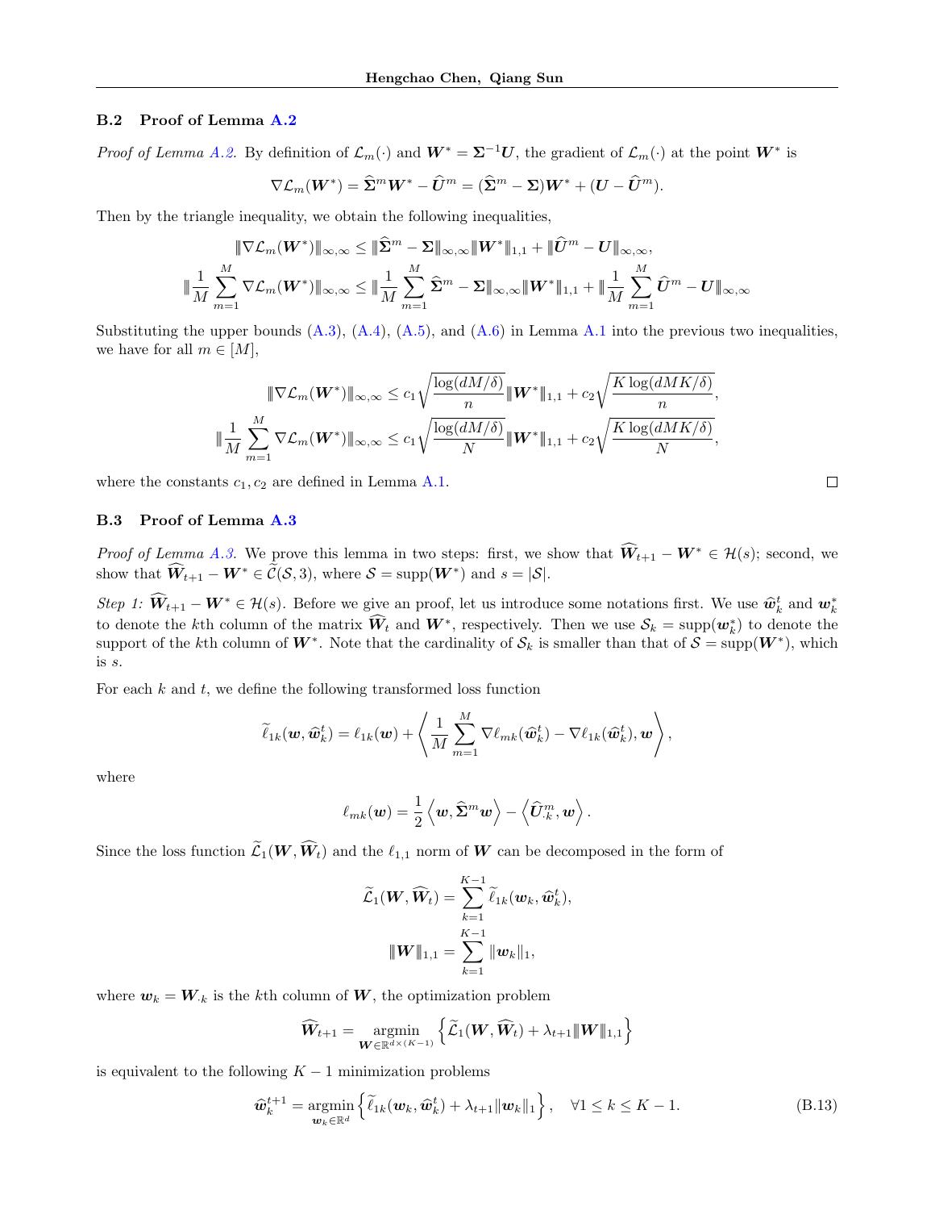### B.2 Proof of Lemma A.2

*Proof of Lemma A.2.* By definition of $\mathcal{L}_m(\cdot)$ and $\boldsymbol{W}^* = \boldsymbol{\Sigma}^{-1}\boldsymbol{U}$, the gradient of $\mathcal{L}_m(\cdot)$ at the point $\boldsymbol{W}^*$ is

$$\nabla \mathcal{L}_m(\boldsymbol{W}^*) = \widehat{\boldsymbol{\Sigma}}^m \boldsymbol{W}^* - \widehat{\boldsymbol{U}}^m = (\widehat{\boldsymbol{\Sigma}}^m - \boldsymbol{\Sigma})\boldsymbol{W}^* + (\boldsymbol{U} - \widehat{\boldsymbol{U}}^m).$$

Then by the triangle inequality, we obtain the following inequalities,

$$\|\nabla \mathcal{L}_m(\boldsymbol{W}^*)\|_{\infty,\infty} \leq \|\widehat{\boldsymbol{\Sigma}}^m - \boldsymbol{\Sigma}\|_{\infty,\infty}\|\boldsymbol{W}^*\|_{1,1} + \|\widehat{\boldsymbol{U}}^m - \boldsymbol{U}\|_{\infty,\infty},$$

$$\|\frac{1}{M}\sum_{m=1}^{M} \nabla \mathcal{L}_m(\boldsymbol{W}^*)\|_{\infty,\infty} \leq \|\frac{1}{M}\sum_{m=1}^{M} \widehat{\boldsymbol{\Sigma}}^m - \boldsymbol{\Sigma}\|_{\infty,\infty}\|\boldsymbol{W}^*\|_{1,1} + \|\frac{1}{M}\sum_{m=1}^{M} \widehat{\boldsymbol{U}}^m - \boldsymbol{U}\|_{\infty,\infty}$$

Substituting the upper bounds (A.3), (A.4), (A.5), and (A.6) in Lemma A.1 into the previous two inequalities, we have for all $m \in [M]$,

$$\|\nabla \mathcal{L}_m(\boldsymbol{W}^*)\|_{\infty,\infty} \leq c_1\sqrt{\frac{\log(dM/\delta)}{n}}\|\boldsymbol{W}^*\|_{1,1} + c_2\sqrt{\frac{K\log(dMK/\delta)}{n}},$$

$$\|\frac{1}{M}\sum_{m=1}^{M} \nabla \mathcal{L}_m(\boldsymbol{W}^*)\|_{\infty,\infty} \leq c_1\sqrt{\frac{\log(dM/\delta)}{N}}\|\boldsymbol{W}^*\|_{1,1} + c_2\sqrt{\frac{K\log(dMK/\delta)}{N}},$$

where the constants $c_1, c_2$ are defined in Lemma A.1. □

### B.3 Proof of Lemma A.3

*Proof of Lemma A.3.* We prove this lemma in two steps: first, we show that $\widehat{\boldsymbol{W}}_{t+1} - \boldsymbol{W}^* \in \mathcal{H}(s)$; second, we show that $\widehat{\boldsymbol{W}}_{t+1} - \boldsymbol{W}^* \in \widetilde{\mathcal{C}}(\mathcal{S}, 3)$, where $\mathcal{S} = \mathrm{supp}(\boldsymbol{W}^*)$ and $s = |\mathcal{S}|$.

*Step 1: $\widehat{\boldsymbol{W}}_{t+1} - \boldsymbol{W}^* \in \mathcal{H}(s)$.* Before we give an proof, let us introduce some notations first. We use $\widehat{\boldsymbol{w}}_k^t$ and $\boldsymbol{w}_k^*$ to denote the $k$th column of the matrix $\widehat{\boldsymbol{W}}_t$ and $\boldsymbol{W}^*$, respectively. Then we use $\mathcal{S}_k = \mathrm{supp}(\boldsymbol{w}_k^*)$ to denote the support of the $k$th column of $\boldsymbol{W}^*$. Note that the cardinality of $\mathcal{S}_k$ is smaller than that of $\mathcal{S} = \mathrm{supp}(\boldsymbol{W}^*)$, which is $s$.

For each $k$ and $t$, we define the following transformed loss function

$$\widetilde{\ell}_{1k}(\boldsymbol{w}, \widehat{\boldsymbol{w}}_k^t) = \ell_{1k}(\boldsymbol{w}) + \left\langle \frac{1}{M}\sum_{m=1}^{M} \nabla \ell_{mk}(\widehat{\boldsymbol{w}}_k^t) - \nabla \ell_{1k}(\widehat{\boldsymbol{w}}_k^t), \boldsymbol{w} \right\rangle,$$

where

$$\ell_{mk}(\boldsymbol{w}) = \frac{1}{2}\left\langle \boldsymbol{w}, \widehat{\boldsymbol{\Sigma}}^m \boldsymbol{w} \right\rangle - \left\langle \widehat{\boldsymbol{U}}_{\cdot k}^m, \boldsymbol{w} \right\rangle.$$

Since the loss function $\widetilde{\mathcal{L}}_1(\boldsymbol{W}, \widehat{\boldsymbol{W}}_t)$ and the $\ell_{1,1}$ norm of $\boldsymbol{W}$ can be decomposed in the form of

$$\widetilde{\mathcal{L}}_1(\boldsymbol{W}, \widehat{\boldsymbol{W}}_t) = \sum_{k=1}^{K-1} \widetilde{\ell}_{1k}(\boldsymbol{w}_k, \widehat{\boldsymbol{w}}_k^t),$$

$$\|\boldsymbol{W}\|_{1,1} = \sum_{k=1}^{K-1} \|\boldsymbol{w}_k\|_1,$$

where $\boldsymbol{w}_k = \boldsymbol{W}_{\cdot k}$ is the $k$th column of $\boldsymbol{W}$, the optimization problem

$$\widehat{\boldsymbol{W}}_{t+1} = \underset{\boldsymbol{W} \in \mathbb{R}^{d\times(K-1)}}{\mathrm{argmin}} \left\{ \widetilde{\mathcal{L}}_1(\boldsymbol{W}, \widehat{\boldsymbol{W}}_t) + \lambda_{t+1}\|\boldsymbol{W}\|_{1,1} \right\}$$

is equivalent to the following $K-1$ minimization problems

$$\widehat{\boldsymbol{w}}_k^{t+1} = \underset{\boldsymbol{w}_k \in \mathbb{R}^d}{\mathrm{argmin}} \left\{ \widetilde{\ell}_{1k}(\boldsymbol{w}_k, \widehat{\boldsymbol{w}}_k^t) + \lambda_{t+1}\|\boldsymbol{w}_k\|_1 \right\}, \quad \forall 1 \leq k \leq K-1. \tag{B.13}$$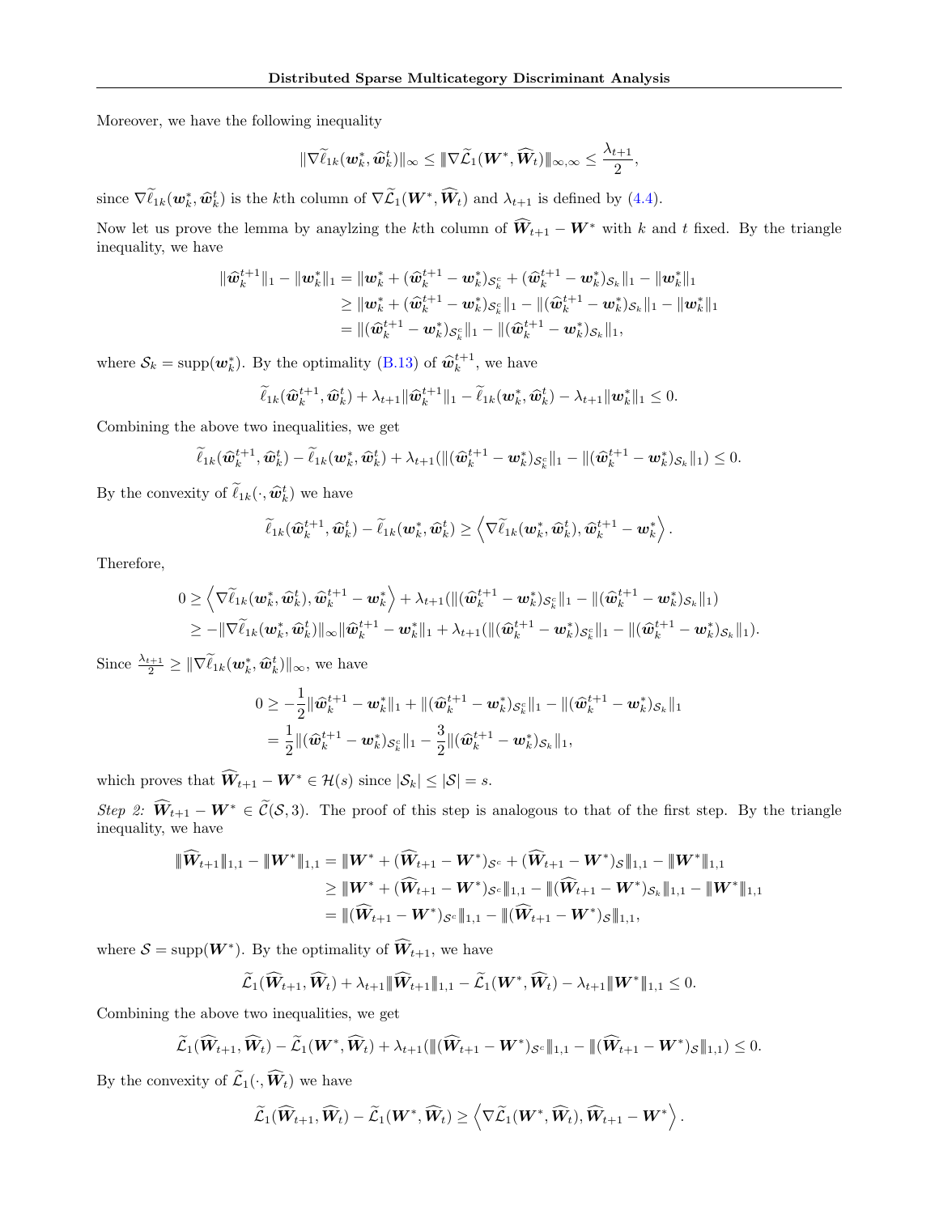Moreover, we have the following inequality

$$\|\nabla\widetilde{\ell}_{1k}(\boldsymbol{w}_k^*, \widehat{\boldsymbol{w}}_k^t)\|_\infty \le \|\nabla\widetilde{\mathcal{L}}_1(\boldsymbol{W}^*, \widehat{\boldsymbol{W}}_t)\|_{\infty,\infty} \le \frac{\lambda_{t+1}}{2},$$

since $\nabla\widetilde{\ell}_{1k}(\boldsymbol{w}_k^*, \widehat{\boldsymbol{w}}_k^t)$ is the $k$th column of $\nabla\widetilde{\mathcal{L}}_1(\boldsymbol{W}^*, \widehat{\boldsymbol{W}}_t)$ and $\lambda_{t+1}$ is defined by (4.4).

Now let us prove the lemma by anaylzing the $k$th column of $\widehat{\boldsymbol{W}}_{t+1} - \boldsymbol{W}^*$ with $k$ and $t$ fixed. By the triangle inequality, we have

$$\begin{aligned}
\|\widehat{\boldsymbol{w}}_k^{t+1}\|_1 - \|\boldsymbol{w}_k^*\|_1 &= \|\boldsymbol{w}_k^* + (\widehat{\boldsymbol{w}}_k^{t+1} - \boldsymbol{w}_k^*)_{\mathcal{S}_k^c} + (\widehat{\boldsymbol{w}}_k^{t+1} - \boldsymbol{w}_k^*)_{\mathcal{S}_k}\|_1 - \|\boldsymbol{w}_k^*\|_1 \\
&\ge \|\boldsymbol{w}_k^* + (\widehat{\boldsymbol{w}}_k^{t+1} - \boldsymbol{w}_k^*)_{\mathcal{S}_k^c}\|_1 - \|(\widehat{\boldsymbol{w}}_k^{t+1} - \boldsymbol{w}_k^*)_{\mathcal{S}_k}\|_1 - \|\boldsymbol{w}_k^*\|_1 \\
&= \|(\widehat{\boldsymbol{w}}_k^{t+1} - \boldsymbol{w}_k^*)_{\mathcal{S}_k^c}\|_1 - \|(\widehat{\boldsymbol{w}}_k^{t+1} - \boldsymbol{w}_k^*)_{\mathcal{S}_k}\|_1,
\end{aligned}$$

where $\mathcal{S}_k = \mathrm{supp}(\boldsymbol{w}_k^*)$. By the optimality (B.13) of $\widehat{\boldsymbol{w}}_k^{t+1}$, we have

$$\widetilde{\ell}_{1k}(\widehat{\boldsymbol{w}}_k^{t+1}, \widehat{\boldsymbol{w}}_k^t) + \lambda_{t+1}\|\widehat{\boldsymbol{w}}_k^{t+1}\|_1 - \widetilde{\ell}_{1k}(\boldsymbol{w}_k^*, \widehat{\boldsymbol{w}}_k^t) - \lambda_{t+1}\|\boldsymbol{w}_k^*\|_1 \le 0.$$

Combining the above two inequalities, we get

$$\widetilde{\ell}_{1k}(\widehat{\boldsymbol{w}}_k^{t+1}, \widehat{\boldsymbol{w}}_k^t) - \widetilde{\ell}_{1k}(\boldsymbol{w}_k^*, \widehat{\boldsymbol{w}}_k^t) + \lambda_{t+1}(\|(\widehat{\boldsymbol{w}}_k^{t+1} - \boldsymbol{w}_k^*)_{\mathcal{S}_k^c}\|_1 - \|(\widehat{\boldsymbol{w}}_k^{t+1} - \boldsymbol{w}_k^*)_{\mathcal{S}_k}\|_1) \le 0.$$

By the convexity of $\widetilde{\ell}_{1k}(\cdot, \widehat{\boldsymbol{w}}_k^t)$ we have

$$\widetilde{\ell}_{1k}(\widehat{\boldsymbol{w}}_k^{t+1}, \widehat{\boldsymbol{w}}_k^t) - \widetilde{\ell}_{1k}(\boldsymbol{w}_k^*, \widehat{\boldsymbol{w}}_k^t) \ge \left\langle \nabla\widetilde{\ell}_{1k}(\boldsymbol{w}_k^*, \widehat{\boldsymbol{w}}_k^t), \widehat{\boldsymbol{w}}_k^{t+1} - \boldsymbol{w}_k^* \right\rangle.$$

Therefore,

$$\begin{aligned}
0 &\ge \left\langle \nabla\widetilde{\ell}_{1k}(\boldsymbol{w}_k^*, \widehat{\boldsymbol{w}}_k^t), \widehat{\boldsymbol{w}}_k^{t+1} - \boldsymbol{w}_k^* \right\rangle + \lambda_{t+1}(\|(\widehat{\boldsymbol{w}}_k^{t+1} - \boldsymbol{w}_k^*)_{\mathcal{S}_k^c}\|_1 - \|(\widehat{\boldsymbol{w}}_k^{t+1} - \boldsymbol{w}_k^*)_{\mathcal{S}_k}\|_1) \\
&\ge -\|\nabla\widetilde{\ell}_{1k}(\boldsymbol{w}_k^*, \widehat{\boldsymbol{w}}_k^t)\|_\infty \|\widehat{\boldsymbol{w}}_k^{t+1} - \boldsymbol{w}_k^*\|_1 + \lambda_{t+1}(\|(\widehat{\boldsymbol{w}}_k^{t+1} - \boldsymbol{w}_k^*)_{\mathcal{S}_k^c}\|_1 - \|(\widehat{\boldsymbol{w}}_k^{t+1} - \boldsymbol{w}_k^*)_{\mathcal{S}_k}\|_1).
\end{aligned}$$

Since $\frac{\lambda_{t+1}}{2} \ge \|\nabla\widetilde{\ell}_{1k}(\boldsymbol{w}_k^*, \widehat{\boldsymbol{w}}_k^t)\|_\infty$, we have

$$\begin{aligned}
0 &\ge -\frac{1}{2}\|\widehat{\boldsymbol{w}}_k^{t+1} - \boldsymbol{w}_k^*\|_1 + \|(\widehat{\boldsymbol{w}}_k^{t+1} - \boldsymbol{w}_k^*)_{\mathcal{S}_k^c}\|_1 - \|(\widehat{\boldsymbol{w}}_k^{t+1} - \boldsymbol{w}_k^*)_{\mathcal{S}_k}\|_1 \\
&= \frac{1}{2}\|(\widehat{\boldsymbol{w}}_k^{t+1} - \boldsymbol{w}_k^*)_{\mathcal{S}_k^c}\|_1 - \frac{3}{2}\|(\widehat{\boldsymbol{w}}_k^{t+1} - \boldsymbol{w}_k^*)_{\mathcal{S}_k}\|_1,
\end{aligned}$$

which proves that $\widehat{\boldsymbol{W}}_{t+1} - \boldsymbol{W}^* \in \mathcal{H}(s)$ since $|\mathcal{S}_k| \le |\mathcal{S}| = s$.

*Step 2:* $\widehat{\boldsymbol{W}}_{t+1} - \boldsymbol{W}^* \in \widetilde{\mathcal{C}}(\mathcal{S}, 3)$. The proof of this step is analogous to that of the first step. By the triangle inequality, we have

$$\begin{aligned}
\|\widehat{\boldsymbol{W}}_{t+1}\|_{1,1} - \|\boldsymbol{W}^*\|_{1,1} &= \|\boldsymbol{W}^* + (\widehat{\boldsymbol{W}}_{t+1} - \boldsymbol{W}^*)_{\mathcal{S}^c} + (\widehat{\boldsymbol{W}}_{t+1} - \boldsymbol{W}^*)_{\mathcal{S}}\|_{1,1} - \|\boldsymbol{W}^*\|_{1,1} \\
&\ge \|\boldsymbol{W}^* + (\widehat{\boldsymbol{W}}_{t+1} - \boldsymbol{W}^*)_{\mathcal{S}^c}\|_{1,1} - \|(\widehat{\boldsymbol{W}}_{t+1} - \boldsymbol{W}^*)_{\mathcal{S}_k}\|_{1,1} - \|\boldsymbol{W}^*\|_{1,1} \\
&= \|(\widehat{\boldsymbol{W}}_{t+1} - \boldsymbol{W}^*)_{\mathcal{S}^c}\|_{1,1} - \|(\widehat{\boldsymbol{W}}_{t+1} - \boldsymbol{W}^*)_{\mathcal{S}}\|_{1,1},
\end{aligned}$$

where $\mathcal{S} = \mathrm{supp}(\boldsymbol{W}^*)$. By the optimality of $\widehat{\boldsymbol{W}}_{t+1}$, we have

$$\widetilde{\mathcal{L}}_1(\widehat{\boldsymbol{W}}_{t+1}, \widehat{\boldsymbol{W}}_t) + \lambda_{t+1}\|\widehat{\boldsymbol{W}}_{t+1}\|_{1,1} - \widetilde{\mathcal{L}}_1(\boldsymbol{W}^*, \widehat{\boldsymbol{W}}_t) - \lambda_{t+1}\|\boldsymbol{W}^*\|_{1,1} \le 0.$$

Combining the above two inequalities, we get

$$\widetilde{\mathcal{L}}_1(\widehat{\boldsymbol{W}}_{t+1}, \widehat{\boldsymbol{W}}_t) - \widetilde{\mathcal{L}}_1(\boldsymbol{W}^*, \widehat{\boldsymbol{W}}_t) + \lambda_{t+1}(\|(\widehat{\boldsymbol{W}}_{t+1} - \boldsymbol{W}^*)_{\mathcal{S}^c}\|_{1,1} - \|(\widehat{\boldsymbol{W}}_{t+1} - \boldsymbol{W}^*)_{\mathcal{S}}\|_{1,1}) \le 0.$$

By the convexity of $\widetilde{\mathcal{L}}_1(\cdot, \widehat{\boldsymbol{W}}_t)$ we have

$$\widetilde{\mathcal{L}}_1(\widehat{\boldsymbol{W}}_{t+1}, \widehat{\boldsymbol{W}}_t) - \widetilde{\mathcal{L}}_1(\boldsymbol{W}^*, \widehat{\boldsymbol{W}}_t) \ge \left\langle \nabla\widetilde{\mathcal{L}}_1(\boldsymbol{W}^*, \widehat{\boldsymbol{W}}_t), \widehat{\boldsymbol{W}}_{t+1} - \boldsymbol{W}^* \right\rangle.$$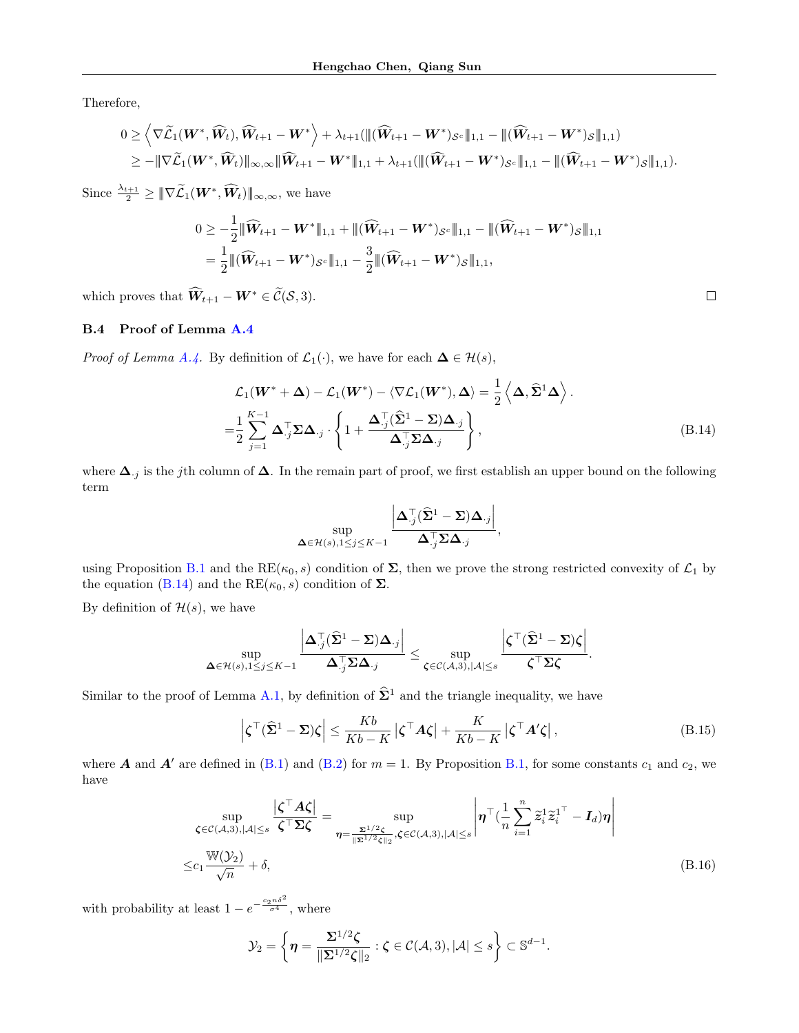Therefore,

$$
\begin{aligned}
0 &\geq \left\langle \nabla \widetilde{\mathcal{L}}_1(\boldsymbol{W}^*, \widehat{\boldsymbol{W}}_t), \widehat{\boldsymbol{W}}_{t+1} - \boldsymbol{W}^* \right\rangle + \lambda_{t+1}(\|(\widehat{\boldsymbol{W}}_{t+1} - \boldsymbol{W}^*)_{\mathcal{S}^c}\|_{1,1} - \|(\widehat{\boldsymbol{W}}_{t+1} - \boldsymbol{W}^*)_{\mathcal{S}}\|_{1,1}) \\
&\geq -\|\nabla \widetilde{\mathcal{L}}_1(\boldsymbol{W}^*, \widehat{\boldsymbol{W}}_t)\|_{\infty,\infty} \|\widehat{\boldsymbol{W}}_{t+1} - \boldsymbol{W}^*\|_{1,1} + \lambda_{t+1}(\|(\widehat{\boldsymbol{W}}_{t+1} - \boldsymbol{W}^*)_{\mathcal{S}^c}\|_{1,1} - \|(\widehat{\boldsymbol{W}}_{t+1} - \boldsymbol{W}^*)_{\mathcal{S}}\|_{1,1}).
\end{aligned}
$$

Since $\frac{\lambda_{t+1}}{2} \geq \|\nabla \widetilde{\mathcal{L}}_1(\boldsymbol{W}^*, \widehat{\boldsymbol{W}}_t)\|_{\infty,\infty}$, we have

$$
\begin{aligned}
0 &\geq -\frac{1}{2}\|\widehat{\boldsymbol{W}}_{t+1} - \boldsymbol{W}^*\|_{1,1} + \|(\widehat{\boldsymbol{W}}_{t+1} - \boldsymbol{W}^*)_{\mathcal{S}^c}\|_{1,1} - \|(\widehat{\boldsymbol{W}}_{t+1} - \boldsymbol{W}^*)_{\mathcal{S}}\|_{1,1} \\
&= \frac{1}{2}\|(\widehat{\boldsymbol{W}}_{t+1} - \boldsymbol{W}^*)_{\mathcal{S}^c}\|_{1,1} - \frac{3}{2}\|(\widehat{\boldsymbol{W}}_{t+1} - \boldsymbol{W}^*)_{\mathcal{S}}\|_{1,1},
\end{aligned}
$$

which proves that $\widehat{\boldsymbol{W}}_{t+1} - \boldsymbol{W}^* \in \widetilde{\mathcal{C}}(\mathcal{S}, 3)$. □

### B.4 Proof of Lemma A.4

*Proof of Lemma A.4.* By definition of $\mathcal{L}_1(\cdot)$, we have for each $\boldsymbol{\Delta} \in \mathcal{H}(s)$,

$$
\begin{aligned}
&\mathcal{L}_1(\boldsymbol{W}^* + \boldsymbol{\Delta}) - \mathcal{L}_1(\boldsymbol{W}^*) - \langle \nabla \mathcal{L}_1(\boldsymbol{W}^*), \boldsymbol{\Delta} \rangle = \frac{1}{2}\left\langle \boldsymbol{\Delta}, \widehat{\boldsymbol{\Sigma}}^1 \boldsymbol{\Delta} \right\rangle. \\
=&\frac{1}{2}\sum_{j=1}^{K-1} \boldsymbol{\Delta}_{\cdot j}^\top \boldsymbol{\Sigma} \boldsymbol{\Delta}_{\cdot j} \cdot \left\{ 1 + \frac{\boldsymbol{\Delta}_{\cdot j}^\top (\widehat{\boldsymbol{\Sigma}}^1 - \boldsymbol{\Sigma}) \boldsymbol{\Delta}_{\cdot j}}{\boldsymbol{\Delta}_{\cdot j}^\top \boldsymbol{\Sigma} \boldsymbol{\Delta}_{\cdot j}} \right\},
\end{aligned}
\tag{B.14}
$$

where $\boldsymbol{\Delta}_{\cdot j}$ is the $j$th column of $\boldsymbol{\Delta}$. In the remain part of proof, we first establish an upper bound on the following term

$$
\sup_{\boldsymbol{\Delta} \in \mathcal{H}(s), 1 \leq j \leq K-1} \frac{\left| \boldsymbol{\Delta}_{\cdot j}^\top (\widehat{\boldsymbol{\Sigma}}^1 - \boldsymbol{\Sigma}) \boldsymbol{\Delta}_{\cdot j} \right|}{\boldsymbol{\Delta}_{\cdot j}^\top \boldsymbol{\Sigma} \boldsymbol{\Delta}_{\cdot j}},
$$

using Proposition B.1 and the RE$(\kappa_0, s)$ condition of $\boldsymbol{\Sigma}$, then we prove the strong restricted convexity of $\mathcal{L}_1$ by the equation (B.14) and the RE$(\kappa_0, s)$ condition of $\boldsymbol{\Sigma}$.

By definition of $\mathcal{H}(s)$, we have

$$
\sup_{\boldsymbol{\Delta} \in \mathcal{H}(s), 1 \leq j \leq K-1} \frac{\left| \boldsymbol{\Delta}_{\cdot j}^\top (\widehat{\boldsymbol{\Sigma}}^1 - \boldsymbol{\Sigma}) \boldsymbol{\Delta}_{\cdot j} \right|}{\boldsymbol{\Delta}_{\cdot j}^\top \boldsymbol{\Sigma} \boldsymbol{\Delta}_{\cdot j}} \leq \sup_{\boldsymbol{\zeta} \in \mathcal{C}(\mathcal{A}, 3), |\mathcal{A}| \leq s} \frac{\left| \boldsymbol{\zeta}^\top (\widehat{\boldsymbol{\Sigma}}^1 - \boldsymbol{\Sigma}) \boldsymbol{\zeta} \right|}{\boldsymbol{\zeta}^\top \boldsymbol{\Sigma} \boldsymbol{\zeta}}.
$$

Similar to the proof of Lemma A.1, by definition of $\widehat{\boldsymbol{\Sigma}}^1$ and the triangle inequality, we have

$$
\left| \boldsymbol{\zeta}^\top (\widehat{\boldsymbol{\Sigma}}^1 - \boldsymbol{\Sigma}) \boldsymbol{\zeta} \right| \leq \frac{Kb}{Kb - K} \left| \boldsymbol{\zeta}^\top \boldsymbol{A} \boldsymbol{\zeta} \right| + \frac{K}{Kb - K} \left| \boldsymbol{\zeta}^\top \boldsymbol{A}' \boldsymbol{\zeta} \right|,
\tag{B.15}
$$

where $\boldsymbol{A}$ and $\boldsymbol{A}'$ are defined in (B.1) and (B.2) for $m = 1$. By Proposition B.1, for some constants $c_1$ and $c_2$, we have

$$
\begin{aligned}
&\sup_{\boldsymbol{\zeta} \in \mathcal{C}(\mathcal{A}, 3), |\mathcal{A}| \leq s} \frac{\left| \boldsymbol{\zeta}^\top \boldsymbol{A} \boldsymbol{\zeta} \right|}{\boldsymbol{\zeta}^\top \boldsymbol{\Sigma} \boldsymbol{\zeta}} = \sup_{\boldsymbol{\eta} = \frac{\boldsymbol{\Sigma}^{1/2}\boldsymbol{\zeta}}{\|\boldsymbol{\Sigma}^{1/2}\boldsymbol{\zeta}\|_2}, \boldsymbol{\zeta} \in \mathcal{C}(\mathcal{A}, 3), |\mathcal{A}| \leq s} \left| \boldsymbol{\eta}^\top \left(\frac{1}{n}\sum_{i=1}^n \widetilde{\boldsymbol{z}}_i^1 \widetilde{\boldsymbol{z}}_i^{1^\top} - \boldsymbol{I}_d\right) \boldsymbol{\eta} \right| \\
\leq& c_1 \frac{\mathbb{W}(\mathcal{Y}_2)}{\sqrt{n}} + \delta,
\end{aligned}
\tag{B.16}
$$

with probability at least $1 - e^{-\frac{c_2 n \delta^2}{\sigma^4}}$, where

$$
\mathcal{Y}_2 = \left\{ \boldsymbol{\eta} = \frac{\boldsymbol{\Sigma}^{1/2}\boldsymbol{\zeta}}{\|\boldsymbol{\Sigma}^{1/2}\boldsymbol{\zeta}\|_2} : \boldsymbol{\zeta} \in \mathcal{C}(\mathcal{A}, 3), |\mathcal{A}| \leq s \right\} \subset \mathbb{S}^{d-1}.
$$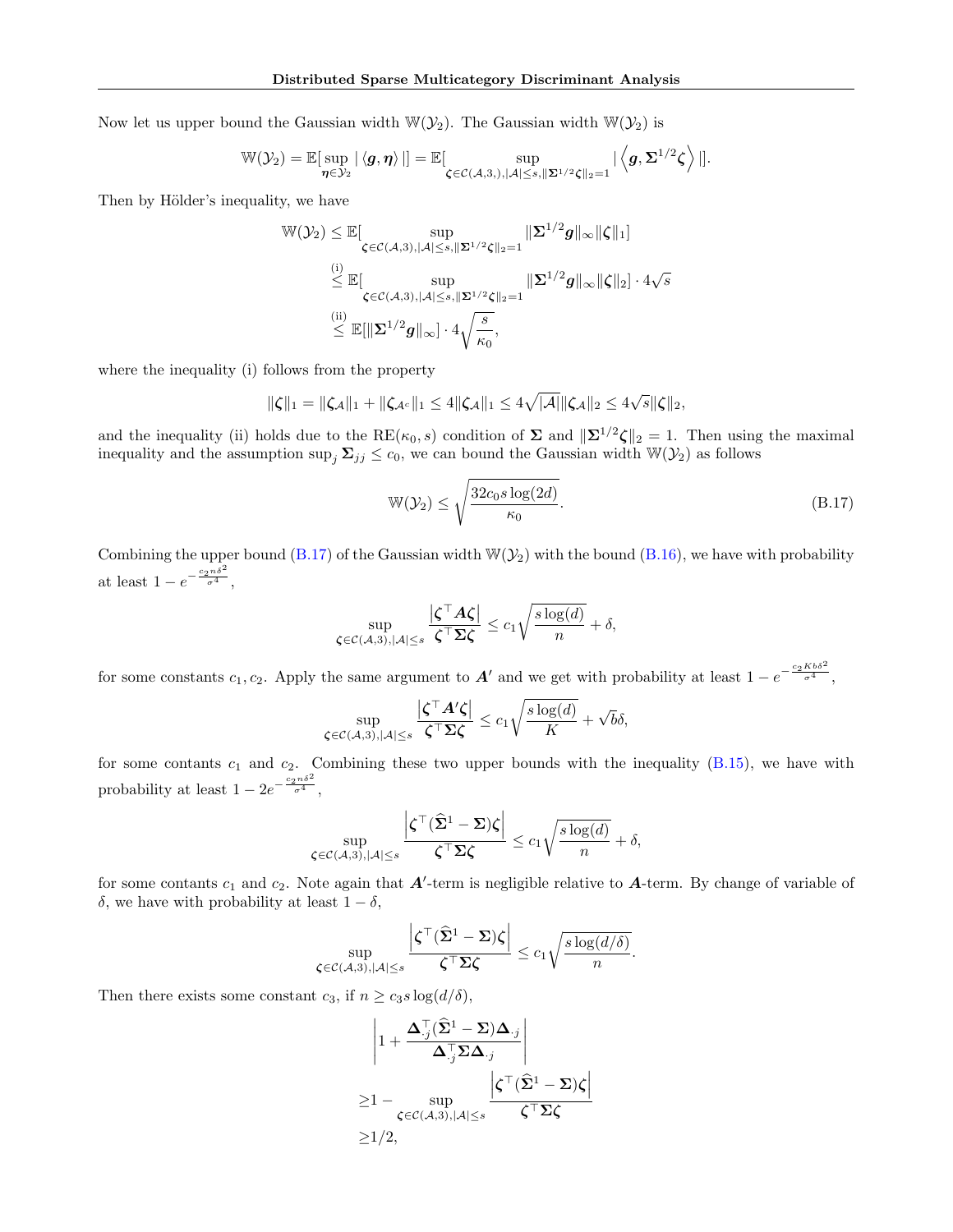Now let us upper bound the Gaussian width $\mathbb{W}(\mathcal{Y}_2)$. The Gaussian width $\mathbb{W}(\mathcal{Y}_2)$ is

$$\mathbb{W}(\mathcal{Y}_2) = \mathbb{E}[\sup_{\boldsymbol{\eta}\in\mathcal{Y}_2} |\langle \boldsymbol{g}, \boldsymbol{\eta}\rangle|] = \mathbb{E}[\sup_{\boldsymbol{\zeta}\in\mathcal{C}(\mathcal{A},3,),|\mathcal{A}|\leq s,\|\boldsymbol{\Sigma}^{1/2}\boldsymbol{\zeta}\|_2=1} |\left\langle \boldsymbol{g}, \boldsymbol{\Sigma}^{1/2}\boldsymbol{\zeta}\right\rangle|].$$

Then by Hölder's inequality, we have

$$\begin{aligned}
\mathbb{W}(\mathcal{Y}_2) &\leq \mathbb{E}[\sup_{\boldsymbol{\zeta}\in\mathcal{C}(\mathcal{A},3,),|\mathcal{A}|\leq s,\|\boldsymbol{\Sigma}^{1/2}\boldsymbol{\zeta}\|_2=1} \|\boldsymbol{\Sigma}^{1/2}\boldsymbol{g}\|_\infty \|\boldsymbol{\zeta}\|_1] \\
&\overset{\text{(i)}}{\leq} \mathbb{E}[\sup_{\boldsymbol{\zeta}\in\mathcal{C}(\mathcal{A},3,),|\mathcal{A}|\leq s,\|\boldsymbol{\Sigma}^{1/2}\boldsymbol{\zeta}\|_2=1} \|\boldsymbol{\Sigma}^{1/2}\boldsymbol{g}\|_\infty \|\boldsymbol{\zeta}\|_2] \cdot 4\sqrt{s} \\
&\overset{\text{(ii)}}{\leq} \mathbb{E}[\|\boldsymbol{\Sigma}^{1/2}\boldsymbol{g}\|_\infty] \cdot 4\sqrt{\frac{s}{\kappa_0}},
\end{aligned}$$

where the inequality (i) follows from the property

$$\|\boldsymbol{\zeta}\|_1 = \|\boldsymbol{\zeta}_{\mathcal{A}}\|_1 + \|\boldsymbol{\zeta}_{\mathcal{A}^c}\|_1 \leq 4\|\boldsymbol{\zeta}_{\mathcal{A}}\|_1 \leq 4\sqrt{|\mathcal{A}|}\|\boldsymbol{\zeta}_{\mathcal{A}}\|_2 \leq 4\sqrt{s}\|\boldsymbol{\zeta}\|_2,$$

and the inequality (ii) holds due to the $\mathrm{RE}(\kappa_0, s)$ condition of $\boldsymbol{\Sigma}$ and $\|\boldsymbol{\Sigma}^{1/2}\boldsymbol{\zeta}\|_2 = 1$. Then using the maximal inequality and the assumption $\sup_j \boldsymbol{\Sigma}_{jj} \leq c_0$, we can bound the Gaussian width $\mathbb{W}(\mathcal{Y}_2)$ as follows

$$\mathbb{W}(\mathcal{Y}_2) \leq \sqrt{\frac{32c_0 s\log(2d)}{\kappa_0}}. \tag{B.17}$$

Combining the upper bound (B.17) of the Gaussian width $\mathbb{W}(\mathcal{Y}_2)$ with the bound (B.16), we have with probability at least $1 - e^{-\frac{c_2 n\delta^2}{\sigma^4}}$,

$$\sup_{\boldsymbol{\zeta}\in\mathcal{C}(\mathcal{A},3),|\mathcal{A}|\leq s} \frac{\left|\boldsymbol{\zeta}^\top \boldsymbol{A}\boldsymbol{\zeta}\right|}{\boldsymbol{\zeta}^\top\boldsymbol{\Sigma}\boldsymbol{\zeta}} \leq c_1\sqrt{\frac{s\log(d)}{n}} + \delta,$$

for some constants $c_1, c_2$. Apply the same argument to $\boldsymbol{A}'$ and we get with probability at least $1 - e^{-\frac{c_2 Kb\delta^2}{\sigma^4}}$,

$$\sup_{\boldsymbol{\zeta}\in\mathcal{C}(\mathcal{A},3),|\mathcal{A}|\leq s} \frac{\left|\boldsymbol{\zeta}^\top \boldsymbol{A}'\boldsymbol{\zeta}\right|}{\boldsymbol{\zeta}^\top\boldsymbol{\Sigma}\boldsymbol{\zeta}} \leq c_1\sqrt{\frac{s\log(d)}{K}} + \sqrt{b}\delta,$$

for some contants $c_1$ and $c_2$. Combining these two upper bounds with the inequality (B.15), we have with probability at least $1 - 2e^{-\frac{c_2 n\delta^2}{\sigma^4}}$,

$$\sup_{\boldsymbol{\zeta}\in\mathcal{C}(\mathcal{A},3),|\mathcal{A}|\leq s} \frac{\left|\boldsymbol{\zeta}^\top (\widehat{\boldsymbol{\Sigma}}^1 - \boldsymbol{\Sigma})\boldsymbol{\zeta}\right|}{\boldsymbol{\zeta}^\top\boldsymbol{\Sigma}\boldsymbol{\zeta}} \leq c_1\sqrt{\frac{s\log(d)}{n}} + \delta,$$

for some contants $c_1$ and $c_2$. Note again that $\boldsymbol{A}'$-term is negligible relative to $\boldsymbol{A}$-term. By change of variable of $\delta$, we have with probability at least $1 - \delta$,

$$\sup_{\boldsymbol{\zeta}\in\mathcal{C}(\mathcal{A},3),|\mathcal{A}|\leq s} \frac{\left|\boldsymbol{\zeta}^\top (\widehat{\boldsymbol{\Sigma}}^1 - \boldsymbol{\Sigma})\boldsymbol{\zeta}\right|}{\boldsymbol{\zeta}^\top\boldsymbol{\Sigma}\boldsymbol{\zeta}} \leq c_1\sqrt{\frac{s\log(d/\delta)}{n}}.$$

Then there exists some constant $c_3$, if $n \geq c_3 s\log(d/\delta)$,

$$\begin{aligned}
&\left|1 + \frac{\boldsymbol{\Delta}_{\cdot j}^\top (\widehat{\boldsymbol{\Sigma}}^1 - \boldsymbol{\Sigma})\boldsymbol{\Delta}_{\cdot j}}{\boldsymbol{\Delta}_{\cdot j}^\top \boldsymbol{\Sigma}\boldsymbol{\Delta}_{\cdot j}}\right| \\
\geq &1 - \sup_{\boldsymbol{\zeta}\in\mathcal{C}(\mathcal{A},3),|\mathcal{A}|\leq s} \frac{\left|\boldsymbol{\zeta}^\top (\widehat{\boldsymbol{\Sigma}}^1 - \boldsymbol{\Sigma})\boldsymbol{\zeta}\right|}{\boldsymbol{\zeta}^\top\boldsymbol{\Sigma}\boldsymbol{\zeta}} \\
\geq &1/2,
\end{aligned}$$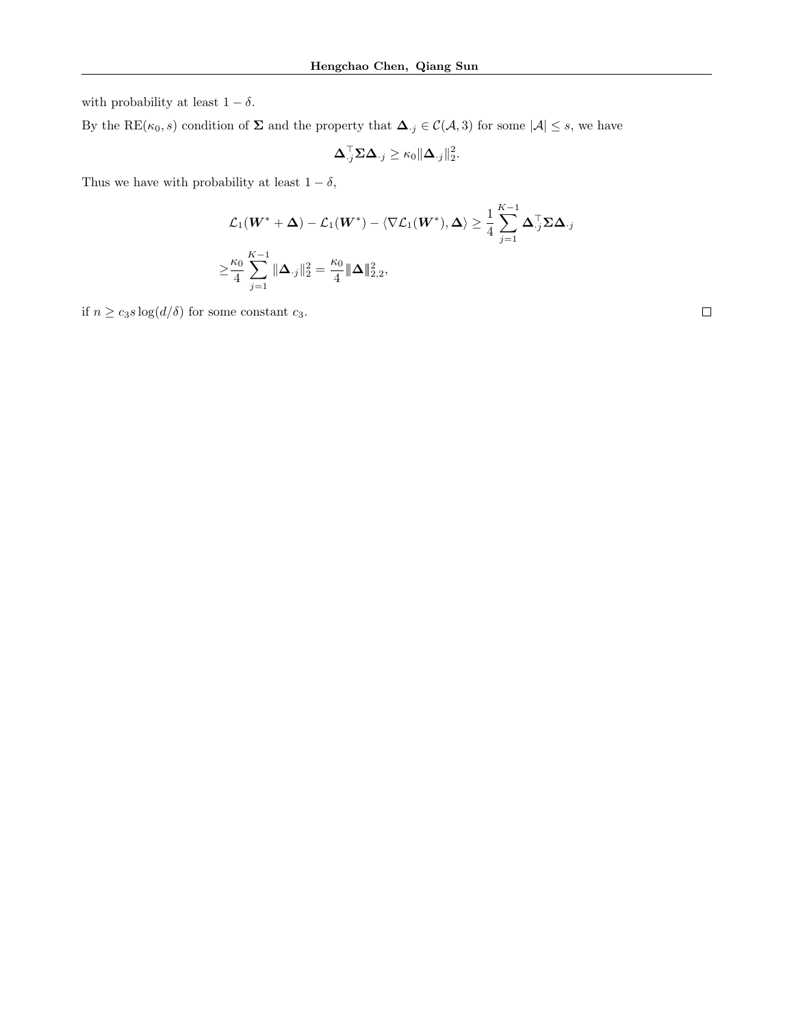with probability at least $1-\delta$.

By the $\mathrm{RE}(\kappa_0, s)$ condition of $\boldsymbol{\Sigma}$ and the property that $\boldsymbol{\Delta}_{\cdot j} \in \mathcal{C}(\mathcal{A}, 3)$ for some $|\mathcal{A}| \leq s$, we have

$$\boldsymbol{\Delta}_{\cdot j}^{\top} \boldsymbol{\Sigma} \boldsymbol{\Delta}_{\cdot j} \geq \kappa_0 \|\boldsymbol{\Delta}_{\cdot j}\|_2^2.$$

Thus we have with probability at least $1-\delta$,

$$\mathcal{L}_1(\boldsymbol{W}^* + \boldsymbol{\Delta}) - \mathcal{L}_1(\boldsymbol{W}^*) - \langle \nabla \mathcal{L}_1(\boldsymbol{W}^*), \boldsymbol{\Delta} \rangle \geq \frac{1}{4} \sum_{j=1}^{K-1} \boldsymbol{\Delta}_{\cdot j}^{\top} \boldsymbol{\Sigma} \boldsymbol{\Delta}_{\cdot j}$$

$$\geq \frac{\kappa_0}{4} \sum_{j=1}^{K-1} \|\boldsymbol{\Delta}_{\cdot j}\|_2^2 = \frac{\kappa_0}{4} \|\boldsymbol{\Delta}\|_{2,2}^2,$$

if $n \geq c_3 s \log(d/\delta)$ for some constant $c_3$. $\square$